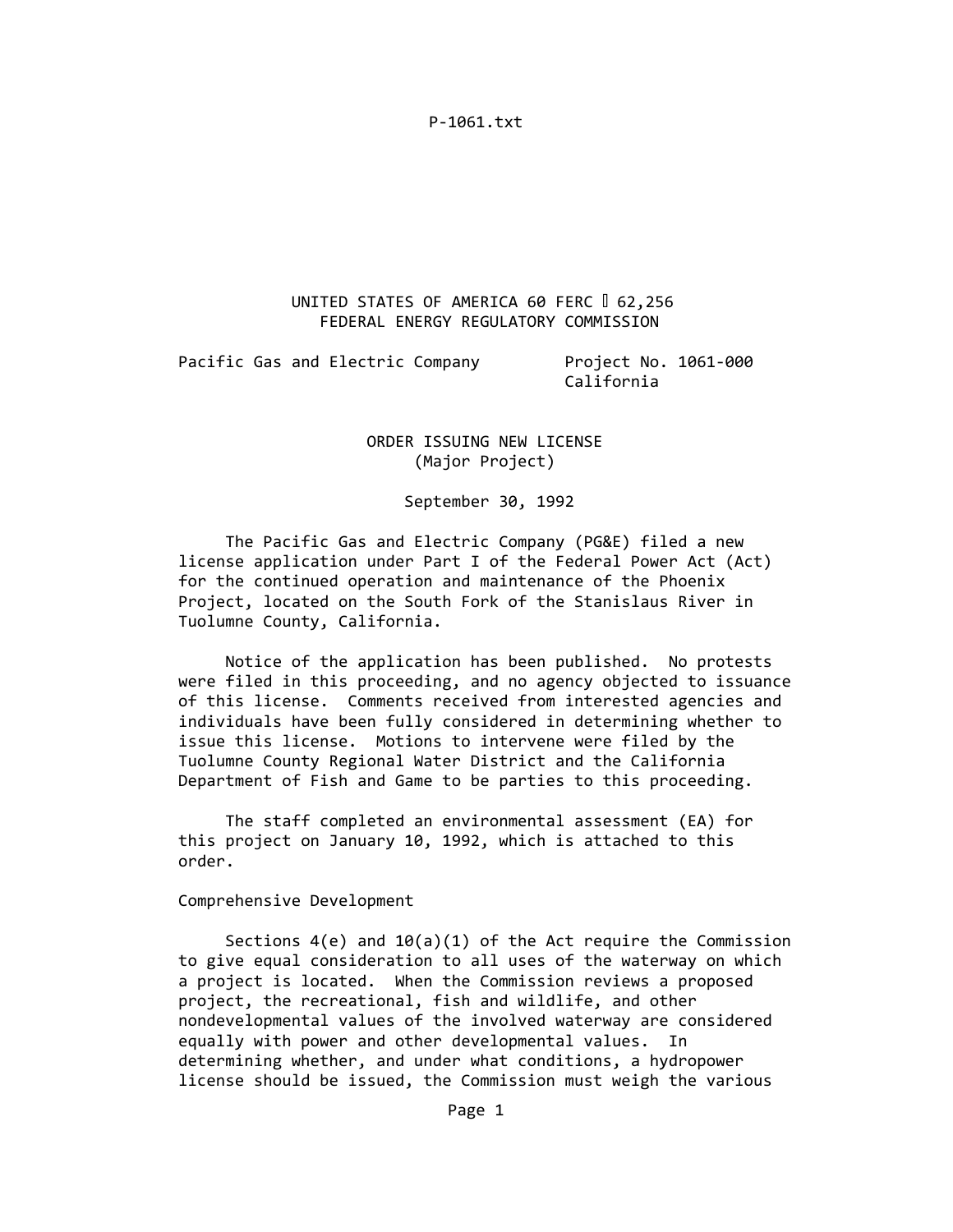UNITED STATES OF AMERICA 60 FERC ¶ 62,256
FEDERAL ENERGY REGULATORY COMMISSION

Pacific Gas and Electric Company    Project No. 1061-000
California

ORDER ISSUING NEW LICENSE
(Major Project)

September 30, 1992

The Pacific Gas and Electric Company (PG&E) filed a new license application under Part I of the Federal Power Act (Act) for the continued operation and maintenance of the Phoenix Project, located on the South Fork of the Stanislaus River in Tuolumne County, California.

Notice of the application has been published. No protests were filed in this proceeding, and no agency objected to issuance of this license. Comments received from interested agencies and individuals have been fully considered in determining whether to issue this license. Motions to intervene were filed by the Tuolumne County Regional Water District and the California Department of Fish and Game to be parties to this proceeding.

The staff completed an environmental assessment (EA) for this project on January 10, 1992, which is attached to this order.

Comprehensive Development

Sections 4(e) and 10(a)(1) of the Act require the Commission to give equal consideration to all uses of the waterway on which a project is located. When the Commission reviews a proposed project, the recreational, fish and wildlife, and other nondevelopmental values of the involved waterway are considered equally with power and other developmental values. In determining whether, and under what conditions, a hydropower license should be issued, the Commission must weigh the various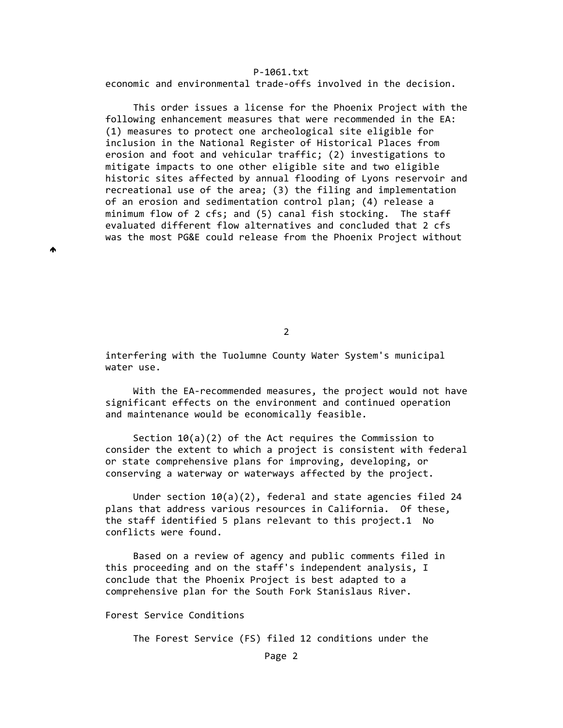economic and environmental trade-offs involved in the decision.

This order issues a license for the Phoenix Project with the following enhancement measures that were recommended in the EA: (1) measures to protect one archeological site eligible for inclusion in the National Register of Historical Places from erosion and foot and vehicular traffic; (2) investigations to mitigate impacts to one other eligible site and two eligible historic sites affected by annual flooding of Lyons reservoir and recreational use of the area; (3) the filing and implementation of an erosion and sedimentation control plan; (4) release a minimum flow of 2 cfs; and (5) canal fish stocking. The staff evaluated different flow alternatives and concluded that 2 cfs was the most PG&E could release from the Phoenix Project without interfering with the Tuolumne County Water System's municipal water use.

With the EA-recommended measures, the project would not have significant effects on the environment and continued operation and maintenance would be economically feasible.

Section 10(a)(2) of the Act requires the Commission to consider the extent to which a project is consistent with federal or state comprehensive plans for improving, developing, or conserving a waterway or waterways affected by the project.

Under section 10(a)(2), federal and state agencies filed 24 plans that address various resources in California. Of these, the staff identified 5 plans relevant to this project.[1] No conflicts were found.

Based on a review of agency and public comments filed in this proceeding and on the staff's independent analysis, I conclude that the Phoenix Project is best adapted to a comprehensive plan for the South Fork Stanislaus River.

## Forest Service Conditions

The Forest Service (FS) filed 12 conditions under the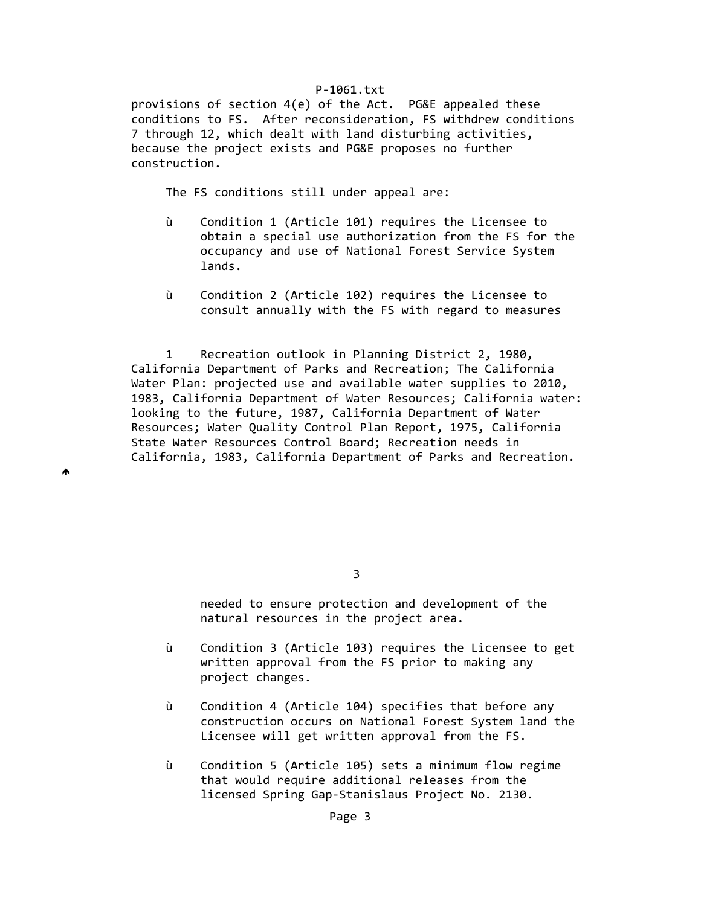provisions of section 4(e) of the Act. PG&E appealed these conditions to FS. After reconsideration, FS withdrew conditions 7 through 12, which dealt with land disturbing activities, because the project exists and PG&E proposes no further construction.

The FS conditions still under appeal are:

- Condition 1 (Article 101) requires the Licensee to obtain a special use authorization from the FS for the occupancy and use of National Forest Service System lands.

- Condition 2 (Article 102) requires the Licensee to consult annually with the FS with regard to measures needed to ensure protection and development of the natural resources in the project area.

- Condition 3 (Article 103) requires the Licensee to get written approval from the FS prior to making any project changes.

- Condition 4 (Article 104) specifies that before any construction occurs on National Forest System land the Licensee will get written approval from the FS.

- Condition 5 (Article 105) sets a minimum flow regime that would require additional releases from the licensed Spring Gap-Stanislaus Project No. 2130.

[1] Recreation outlook in Planning District 2, 1980, California Department of Parks and Recreation; The California Water Plan: projected use and available water supplies to 2010, 1983, California Department of Water Resources; California water: looking to the future, 1987, California Department of Water Resources; Water Quality Control Plan Report, 1975, California State Water Resources Control Board; Recreation needs in California, 1983, California Department of Parks and Recreation.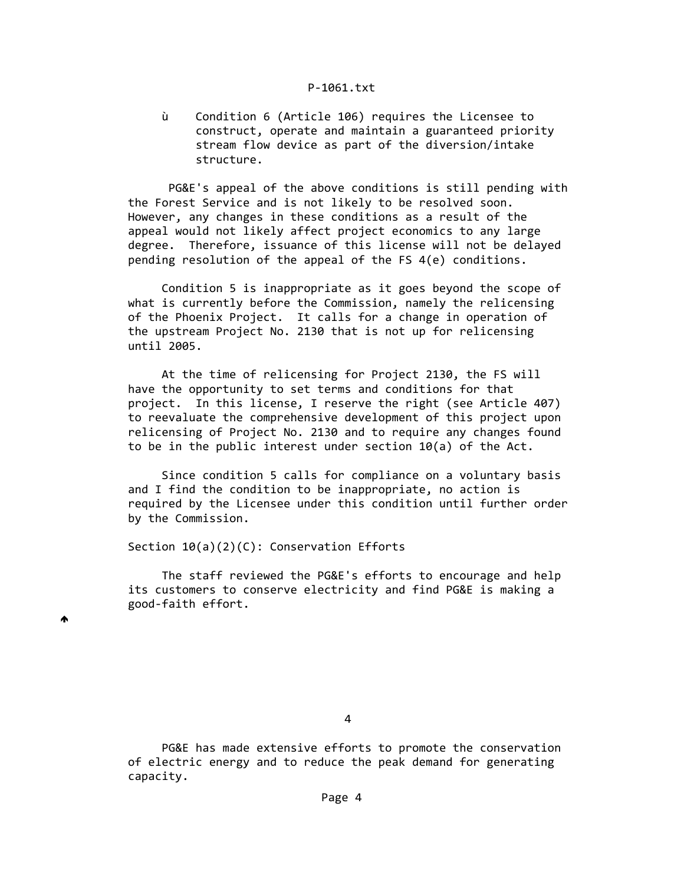- Condition 6 (Article 106) requires the Licensee to construct, operate and maintain a guaranteed priority stream flow device as part of the diversion/intake structure.

PG&E's appeal of the above conditions is still pending with the Forest Service and is not likely to be resolved soon. However, any changes in these conditions as a result of the appeal would not likely affect project economics to any large degree. Therefore, issuance of this license will not be delayed pending resolution of the appeal of the FS 4(e) conditions.

Condition 5 is inappropriate as it goes beyond the scope of what is currently before the Commission, namely the relicensing of the Phoenix Project. It calls for a change in operation of the upstream Project No. 2130 that is not up for relicensing until 2005.

At the time of relicensing for Project 2130, the FS will have the opportunity to set terms and conditions for that project. In this license, I reserve the right (see Article 407) to reevaluate the comprehensive development of this project upon relicensing of Project No. 2130 and to require any changes found to be in the public interest under section 10(a) of the Act.

Since condition 5 calls for compliance on a voluntary basis and I find the condition to be inappropriate, no action is required by the Licensee under this condition until further order by the Commission.

Section 10(a)(2)(C): Conservation Efforts

The staff reviewed the PG&E's efforts to encourage and help its customers to conserve electricity and find PG&E is making a good-faith effort.

PG&E has made extensive efforts to promote the conservation of electric energy and to reduce the peak demand for generating capacity.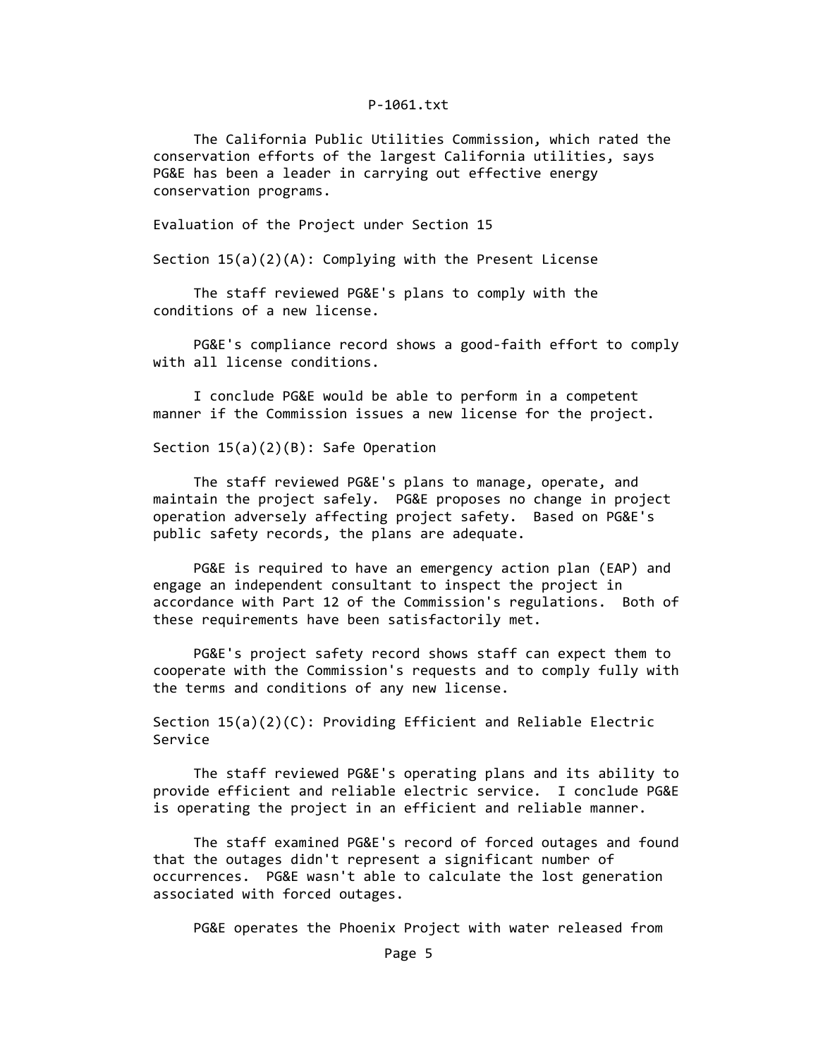The California Public Utilities Commission, which rated the conservation efforts of the largest California utilities, says PG&E has been a leader in carrying out effective energy conservation programs.

## Evaluation of the Project under Section 15

### Section 15(a)(2)(A): Complying with the Present License

The staff reviewed PG&E's plans to comply with the conditions of a new license.

PG&E's compliance record shows a good-faith effort to comply with all license conditions.

I conclude PG&E would be able to perform in a competent manner if the Commission issues a new license for the project.

### Section 15(a)(2)(B): Safe Operation

The staff reviewed PG&E's plans to manage, operate, and maintain the project safely. PG&E proposes no change in project operation adversely affecting project safety. Based on PG&E's public safety records, the plans are adequate.

PG&E is required to have an emergency action plan (EAP) and engage an independent consultant to inspect the project in accordance with Part 12 of the Commission's regulations. Both of these requirements have been satisfactorily met.

PG&E's project safety record shows staff can expect them to cooperate with the Commission's requests and to comply fully with the terms and conditions of any new license.

### Section 15(a)(2)(C): Providing Efficient and Reliable Electric Service

The staff reviewed PG&E's operating plans and its ability to provide efficient and reliable electric service. I conclude PG&E is operating the project in an efficient and reliable manner.

The staff examined PG&E's record of forced outages and found that the outages didn't represent a significant number of occurrences. PG&E wasn't able to calculate the lost generation associated with forced outages.

PG&E operates the Phoenix Project with water released from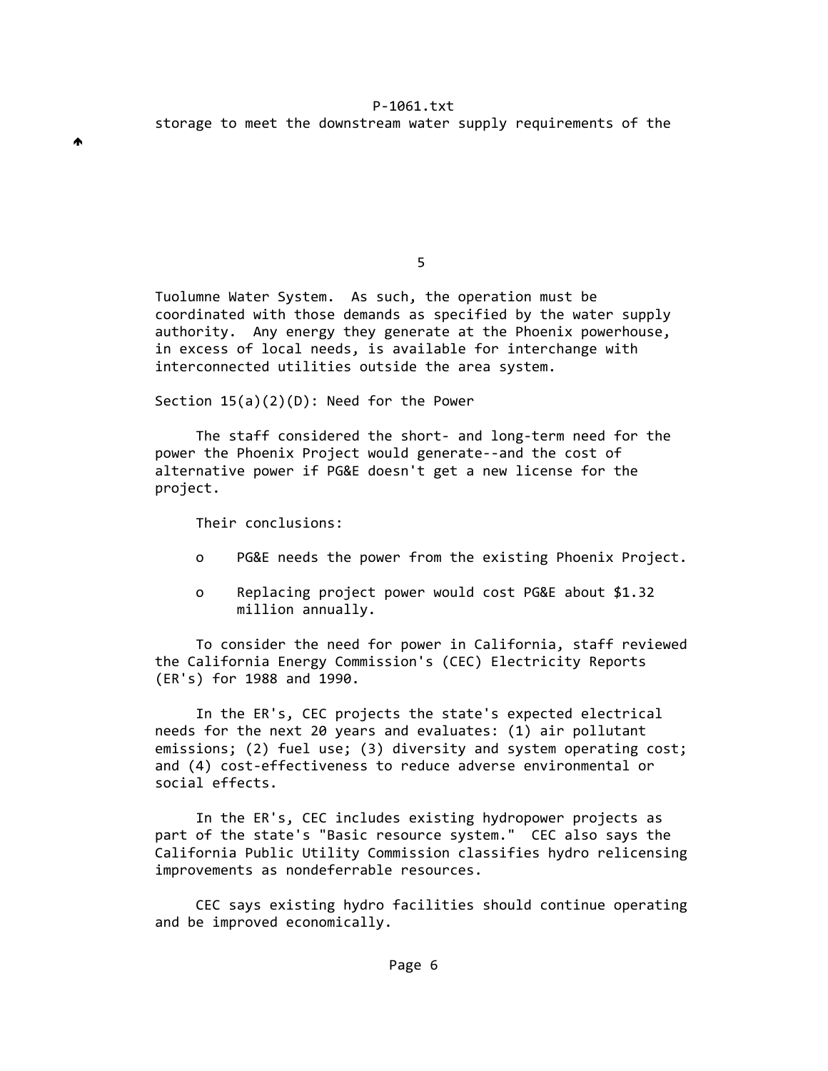storage to meet the downstream water supply requirements of the

Tuolumne Water System. As such, the operation must be coordinated with those demands as specified by the water supply authority. Any energy they generate at the Phoenix powerhouse, in excess of local needs, is available for interchange with interconnected utilities outside the area system.

Section 15(a)(2)(D): Need for the Power

The staff considered the short- and long-term need for the power the Phoenix Project would generate--and the cost of alternative power if PG&E doesn't get a new license for the project.

Their conclusions:

- PG&E needs the power from the existing Phoenix Project.
- Replacing project power would cost PG&E about $1.32 million annually.

To consider the need for power in California, staff reviewed the California Energy Commission's (CEC) Electricity Reports (ER's) for 1988 and 1990.

In the ER's, CEC projects the state's expected electrical needs for the next 20 years and evaluates: (1) air pollutant emissions; (2) fuel use; (3) diversity and system operating cost; and (4) cost-effectiveness to reduce adverse environmental or social effects.

In the ER's, CEC includes existing hydropower projects as part of the state's "Basic resource system." CEC also says the California Public Utility Commission classifies hydro relicensing improvements as nondeferrable resources.

CEC says existing hydro facilities should continue operating and be improved economically.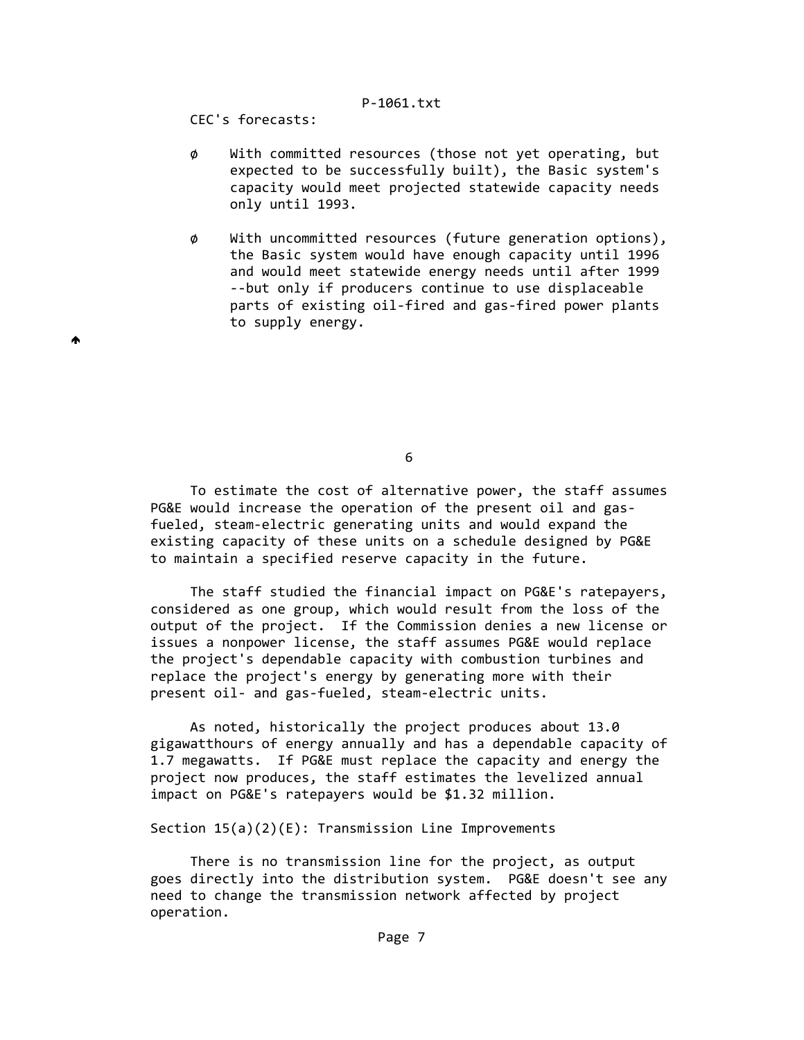CEC's forecasts:

- With committed resources (those not yet operating, but expected to be successfully built), the Basic system's capacity would meet projected statewide capacity needs only until 1993.

- With uncommitted resources (future generation options), the Basic system would have enough capacity until 1996 and would meet statewide energy needs until after 1999 --but only if producers continue to use displaceable parts of existing oil-fired and gas-fired power plants to supply energy.

To estimate the cost of alternative power, the staff assumes PG&E would increase the operation of the present oil and gas-fueled, steam-electric generating units and would expand the existing capacity of these units on a schedule designed by PG&E to maintain a specified reserve capacity in the future.

The staff studied the financial impact on PG&E's ratepayers, considered as one group, which would result from the loss of the output of the project. If the Commission denies a new license or issues a nonpower license, the staff assumes PG&E would replace the project's dependable capacity with combustion turbines and replace the project's energy by generating more with their present oil- and gas-fueled, steam-electric units.

As noted, historically the project produces about 13.0 gigawatthours of energy annually and has a dependable capacity of 1.7 megawatts. If PG&E must replace the capacity and energy the project now produces, the staff estimates the levelized annual impact on PG&E's ratepayers would be $1.32 million.

Section 15(a)(2)(E): Transmission Line Improvements

There is no transmission line for the project, as output goes directly into the distribution system. PG&E doesn't see any need to change the transmission network affected by project operation.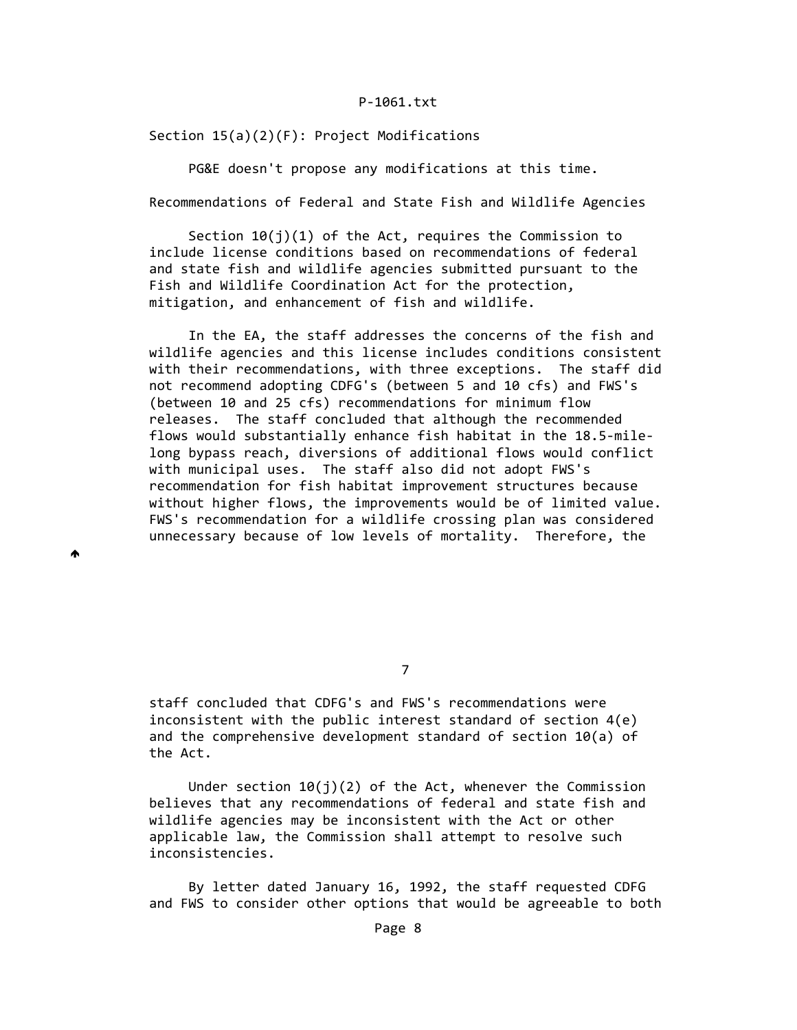Section 15(a)(2)(F): Project Modifications

PG&E doesn't propose any modifications at this time.

Recommendations of Federal and State Fish and Wildlife Agencies

Section 10(j)(1) of the Act, requires the Commission to include license conditions based on recommendations of federal and state fish and wildlife agencies submitted pursuant to the Fish and Wildlife Coordination Act for the protection, mitigation, and enhancement of fish and wildlife.

In the EA, the staff addresses the concerns of the fish and wildlife agencies and this license includes conditions consistent with their recommendations, with three exceptions. The staff did not recommend adopting CDFG's (between 5 and 10 cfs) and FWS's (between 10 and 25 cfs) recommendations for minimum flow releases. The staff concluded that although the recommended flows would substantially enhance fish habitat in the 18.5-mile-long bypass reach, diversions of additional flows would conflict with municipal uses. The staff also did not adopt FWS's recommendation for fish habitat improvement structures because without higher flows, the improvements would be of limited value. FWS's recommendation for a wildlife crossing plan was considered unnecessary because of low levels of mortality. Therefore, the staff concluded that CDFG's and FWS's recommendations were inconsistent with the public interest standard of section 4(e) and the comprehensive development standard of section 10(a) of the Act.

Under section 10(j)(2) of the Act, whenever the Commission believes that any recommendations of federal and state fish and wildlife agencies may be inconsistent with the Act or other applicable law, the Commission shall attempt to resolve such inconsistencies.

By letter dated January 16, 1992, the staff requested CDFG and FWS to consider other options that would be agreeable to both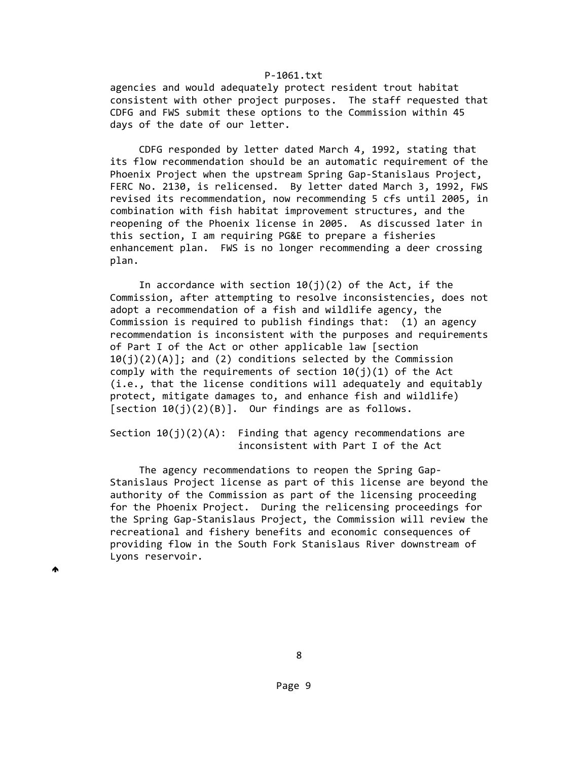agencies and would adequately protect resident trout habitat consistent with other project purposes. The staff requested that CDFG and FWS submit these options to the Commission within 45 days of the date of our letter.

CDFG responded by letter dated March 4, 1992, stating that its flow recommendation should be an automatic requirement of the Phoenix Project when the upstream Spring Gap-Stanislaus Project, FERC No. 2130, is relicensed. By letter dated March 3, 1992, FWS revised its recommendation, now recommending 5 cfs until 2005, in combination with fish habitat improvement structures, and the reopening of the Phoenix license in 2005. As discussed later in this section, I am requiring PG&E to prepare a fisheries enhancement plan. FWS is no longer recommending a deer crossing plan.

In accordance with section 10(j)(2) of the Act, if the Commission, after attempting to resolve inconsistencies, does not adopt a recommendation of a fish and wildlife agency, the Commission is required to publish findings that: (1) an agency recommendation is inconsistent with the purposes and requirements of Part I of the Act or other applicable law [section 10(j)(2)(A)]; and (2) conditions selected by the Commission comply with the requirements of section 10(j)(1) of the Act (i.e., that the license conditions will adequately and equitably protect, mitigate damages to, and enhance fish and wildlife) [section 10(j)(2)(B)]. Our findings are as follows.

Section 10(j)(2)(A): Finding that agency recommendations are inconsistent with Part I of the Act

The agency recommendations to reopen the Spring Gap-Stanislaus Project license as part of this license are beyond the authority of the Commission as part of the licensing proceeding for the Phoenix Project. During the relicensing proceedings for the Spring Gap-Stanislaus Project, the Commission will review the recreational and fishery benefits and economic consequences of providing flow in the South Fork Stanislaus River downstream of Lyons reservoir.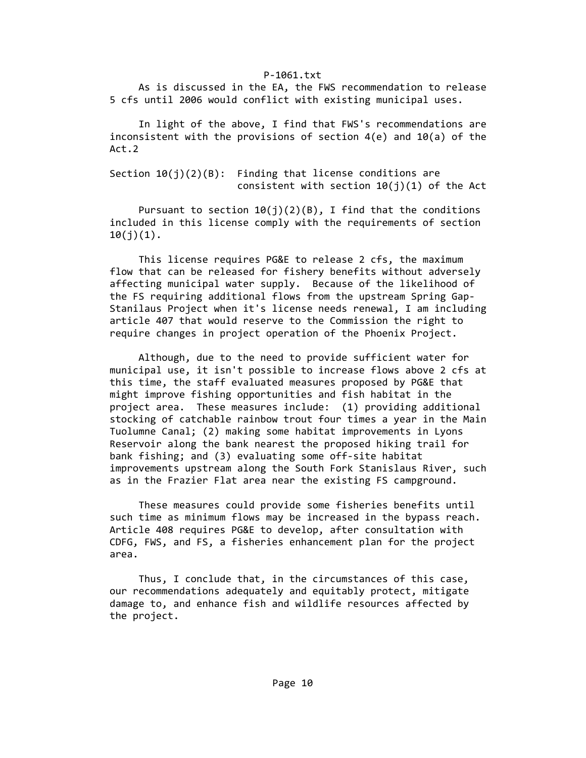As is discussed in the EA, the FWS recommendation to release 5 cfs until 2006 would conflict with existing municipal uses.

In light of the above, I find that FWS's recommendations are inconsistent with the provisions of section 4(e) and 10(a) of the Act.2

Section 10(j)(2)(B): Finding that license conditions are consistent with section 10(j)(1) of the Act

Pursuant to section 10(j)(2)(B), I find that the conditions included in this license comply with the requirements of section 10(j)(1).

This license requires PG&E to release 2 cfs, the maximum flow that can be released for fishery benefits without adversely affecting municipal water supply. Because of the likelihood of the FS requiring additional flows from the upstream Spring Gap-Stanilaus Project when it's license needs renewal, I am including article 407 that would reserve to the Commission the right to require changes in project operation of the Phoenix Project.

Although, due to the need to provide sufficient water for municipal use, it isn't possible to increase flows above 2 cfs at this time, the staff evaluated measures proposed by PG&E that might improve fishing opportunities and fish habitat in the project area. These measures include: (1) providing additional stocking of catchable rainbow trout four times a year in the Main Tuolumne Canal; (2) making some habitat improvements in Lyons Reservoir along the bank nearest the proposed hiking trail for bank fishing; and (3) evaluating some off-site habitat improvements upstream along the South Fork Stanislaus River, such as in the Frazier Flat area near the existing FS campground.

These measures could provide some fisheries benefits until such time as minimum flows may be increased in the bypass reach. Article 408 requires PG&E to develop, after consultation with CDFG, FWS, and FS, a fisheries enhancement plan for the project area.

Thus, I conclude that, in the circumstances of this case, our recommendations adequately and equitably protect, mitigate damage to, and enhance fish and wildlife resources affected by the project.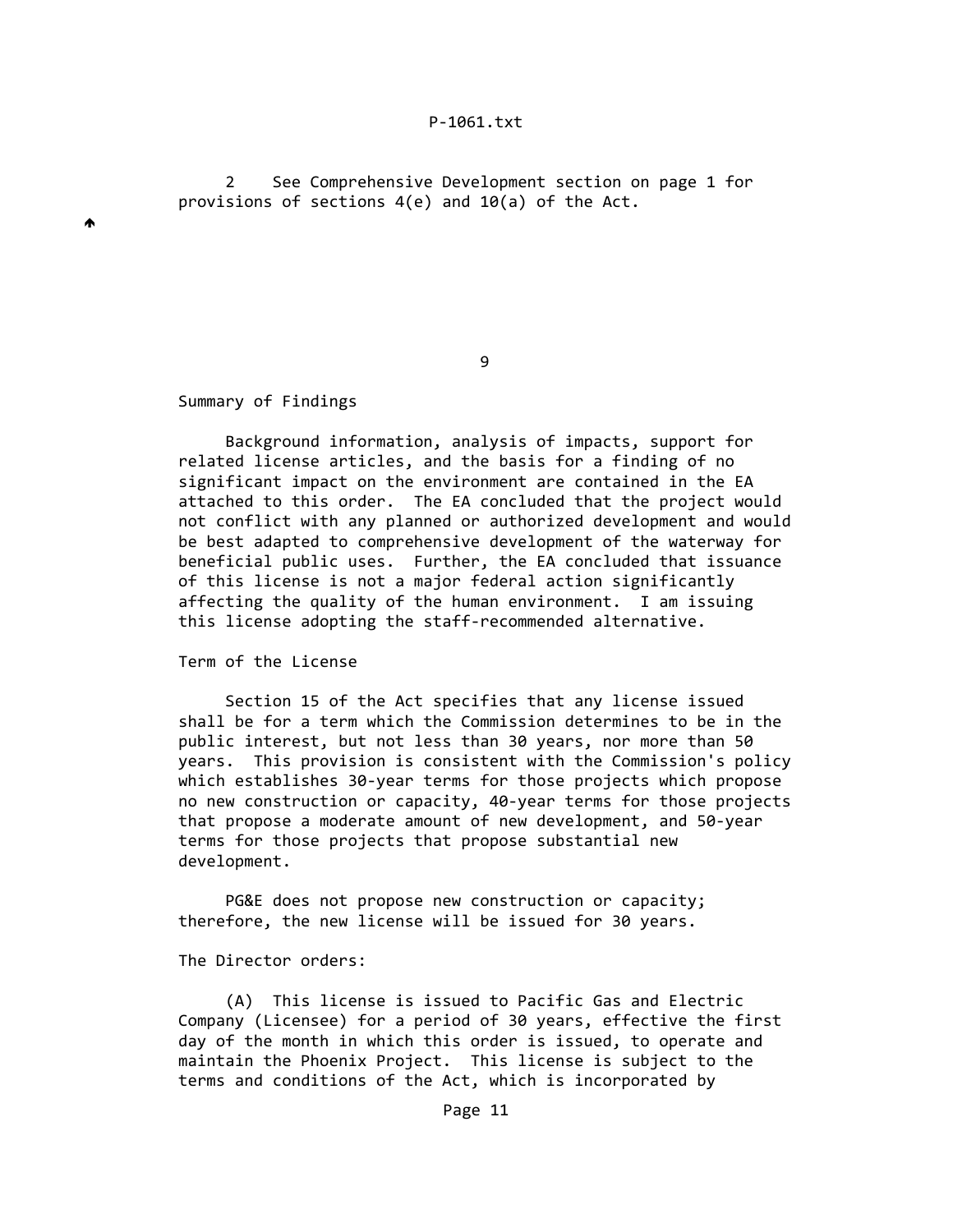2 See Comprehensive Development section on page 1 for provisions of sections 4(e) and 10(a) of the Act.

Summary of Findings

Background information, analysis of impacts, support for related license articles, and the basis for a finding of no significant impact on the environment are contained in the EA attached to this order. The EA concluded that the project would not conflict with any planned or authorized development and would be best adapted to comprehensive development of the waterway for beneficial public uses. Further, the EA concluded that issuance of this license is not a major federal action significantly affecting the quality of the human environment. I am issuing this license adopting the staff-recommended alternative.

Term of the License

Section 15 of the Act specifies that any license issued shall be for a term which the Commission determines to be in the public interest, but not less than 30 years, nor more than 50 years. This provision is consistent with the Commission's policy which establishes 30-year terms for those projects which propose no new construction or capacity, 40-year terms for those projects that propose a moderate amount of new development, and 50-year terms for those projects that propose substantial new development.

PG&E does not propose new construction or capacity; therefore, the new license will be issued for 30 years.

The Director orders:

(A) This license is issued to Pacific Gas and Electric Company (Licensee) for a period of 30 years, effective the first day of the month in which this order is issued, to operate and maintain the Phoenix Project. This license is subject to the terms and conditions of the Act, which is incorporated by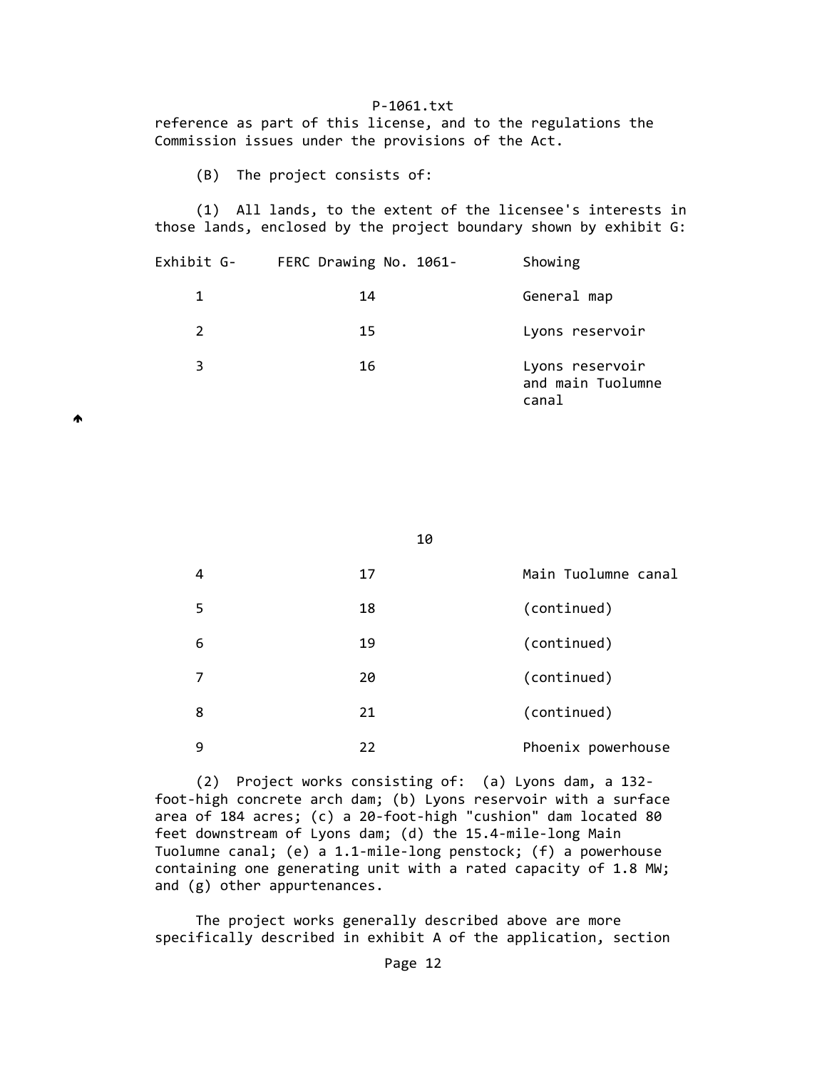reference as part of this license, and to the regulations the Commission issues under the provisions of the Act.

(B) The project consists of:

(1) All lands, to the extent of the licensee's interests in those lands, enclosed by the project boundary shown by exhibit G:

| Exhibit G- | FERC Drawing No. 1061- | Showing |
|---|---|---|
| 1 | 14 | General map |
| 2 | 15 | Lyons reservoir |
| 3 | 16 | Lyons reservoir and main Tuolumne canal |
| 4 | 17 | Main Tuolumne canal |
| 5 | 18 | (continued) |
| 6 | 19 | (continued) |
| 7 | 20 | (continued) |
| 8 | 21 | (continued) |
| 9 | 22 | Phoenix powerhouse |

(2) Project works consisting of: (a) Lyons dam, a 132-foot-high concrete arch dam; (b) Lyons reservoir with a surface area of 184 acres; (c) a 20-foot-high "cushion" dam located 80 feet downstream of Lyons dam; (d) the 15.4-mile-long Main Tuolumne canal; (e) a 1.1-mile-long penstock; (f) a powerhouse containing one generating unit with a rated capacity of 1.8 MW; and (g) other appurtenances.

The project works generally described above are more specifically described in exhibit A of the application, section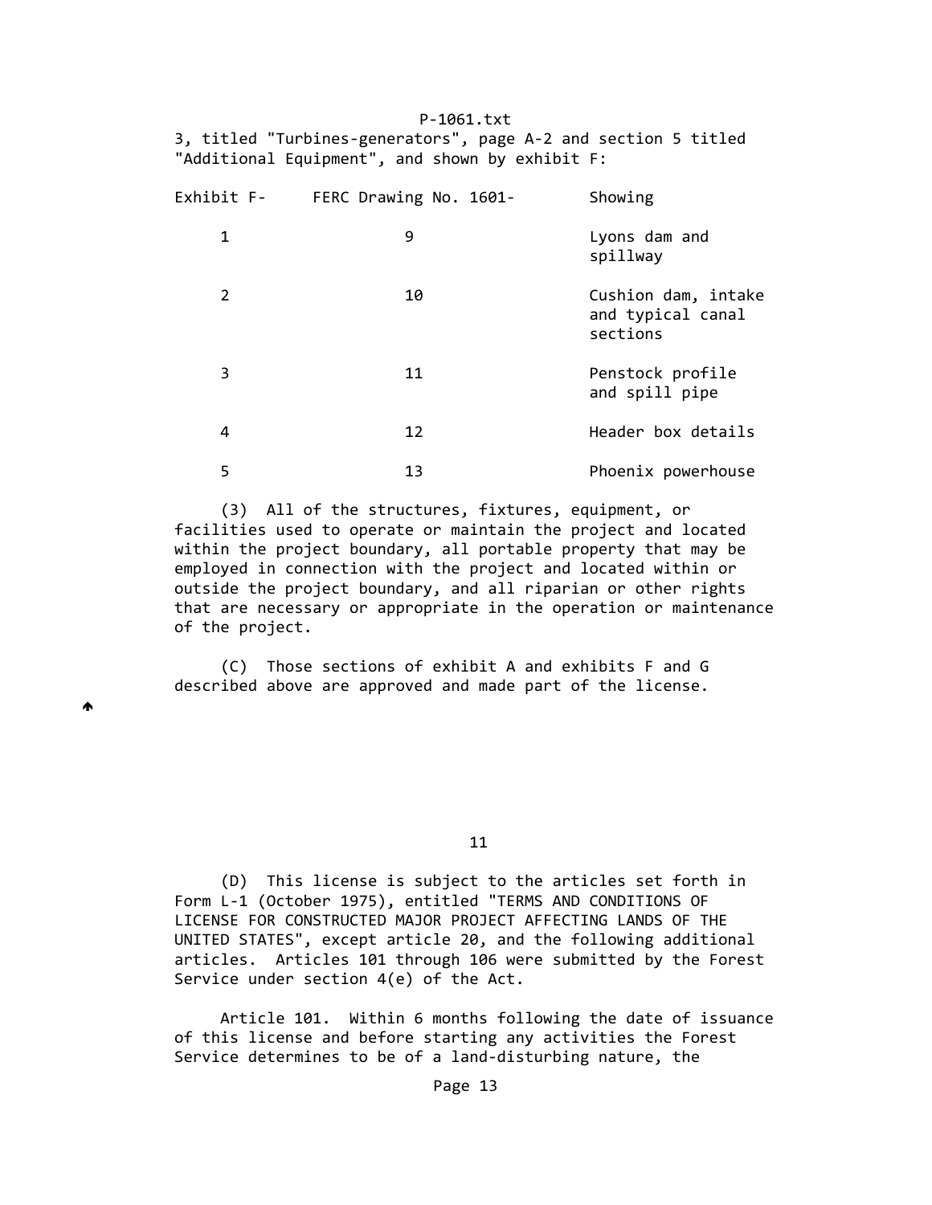3, titled "Turbines-generators", page A-2 and section 5 titled "Additional Equipment", and shown by exhibit F:

| Exhibit F- | FERC Drawing No. 1601- | Showing |
|---|---|---|
| 1 | 9 | Lyons dam and spillway |
| 2 | 10 | Cushion dam, intake and typical canal sections |
| 3 | 11 | Penstock profile and spill pipe |
| 4 | 12 | Header box details |
| 5 | 13 | Phoenix powerhouse |

(3) All of the structures, fixtures, equipment, or facilities used to operate or maintain the project and located within the project boundary, all portable property that may be employed in connection with the project and located within or outside the project boundary, and all riparian or other rights that are necessary or appropriate in the operation or maintenance of the project.

(C) Those sections of exhibit A and exhibits F and G described above are approved and made part of the license.

(D) This license is subject to the articles set forth in Form L-1 (October 1975), entitled "TERMS AND CONDITIONS OF LICENSE FOR CONSTRUCTED MAJOR PROJECT AFFECTING LANDS OF THE UNITED STATES", except article 20, and the following additional articles. Articles 101 through 106 were submitted by the Forest Service under section 4(e) of the Act.

Article 101. Within 6 months following the date of issuance of this license and before starting any activities the Forest Service determines to be of a land-disturbing nature, the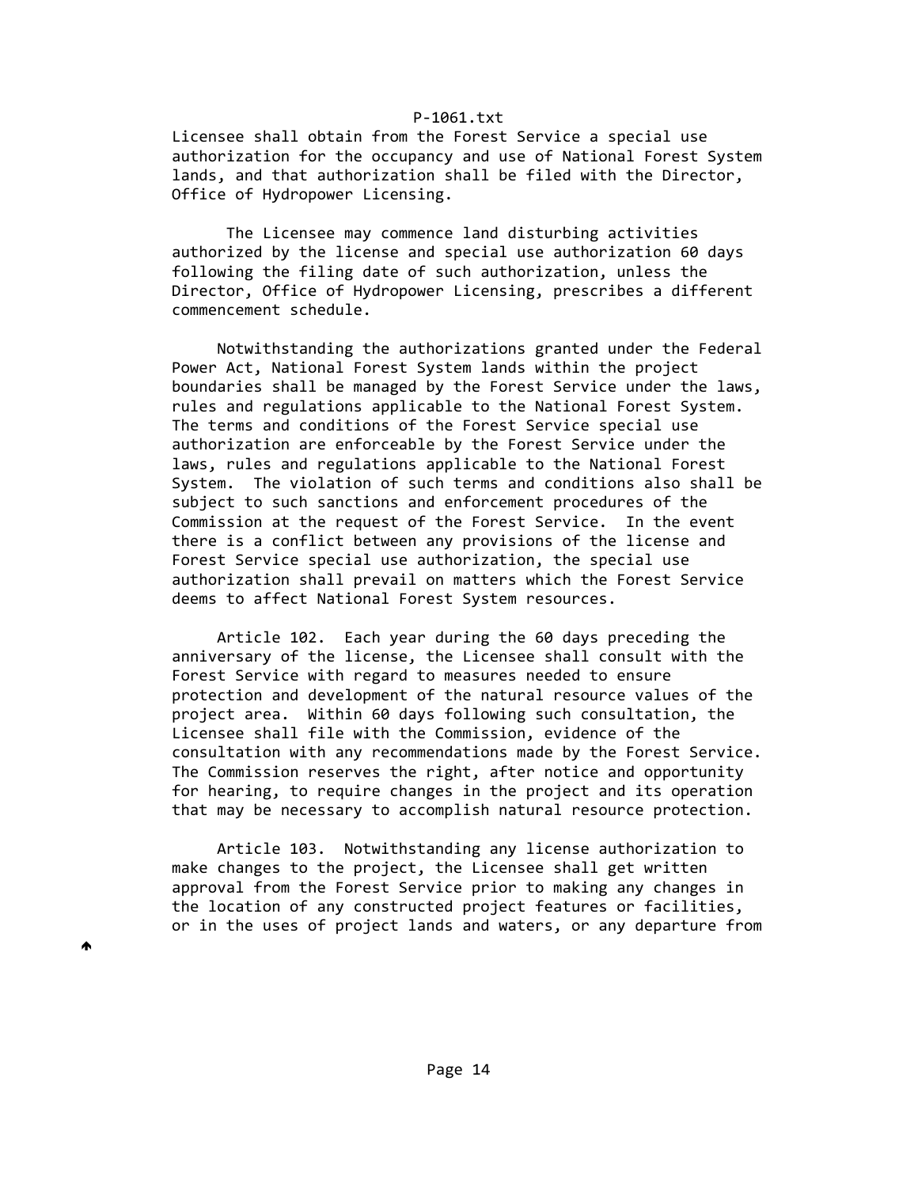Licensee shall obtain from the Forest Service a special use authorization for the occupancy and use of National Forest System lands, and that authorization shall be filed with the Director, Office of Hydropower Licensing.

The Licensee may commence land disturbing activities authorized by the license and special use authorization 60 days following the filing date of such authorization, unless the Director, Office of Hydropower Licensing, prescribes a different commencement schedule.

Notwithstanding the authorizations granted under the Federal Power Act, National Forest System lands within the project boundaries shall be managed by the Forest Service under the laws, rules and regulations applicable to the National Forest System. The terms and conditions of the Forest Service special use authorization are enforceable by the Forest Service under the laws, rules and regulations applicable to the National Forest System. The violation of such terms and conditions also shall be subject to such sanctions and enforcement procedures of the Commission at the request of the Forest Service. In the event there is a conflict between any provisions of the license and Forest Service special use authorization, the special use authorization shall prevail on matters which the Forest Service deems to affect National Forest System resources.

Article 102. Each year during the 60 days preceding the anniversary of the license, the Licensee shall consult with the Forest Service with regard to measures needed to ensure protection and development of the natural resource values of the project area. Within 60 days following such consultation, the Licensee shall file with the Commission, evidence of the consultation with any recommendations made by the Forest Service. The Commission reserves the right, after notice and opportunity for hearing, to require changes in the project and its operation that may be necessary to accomplish natural resource protection.

Article 103. Notwithstanding any license authorization to make changes to the project, the Licensee shall get written approval from the Forest Service prior to making any changes in the location of any constructed project features or facilities, or in the uses of project lands and waters, or any departure from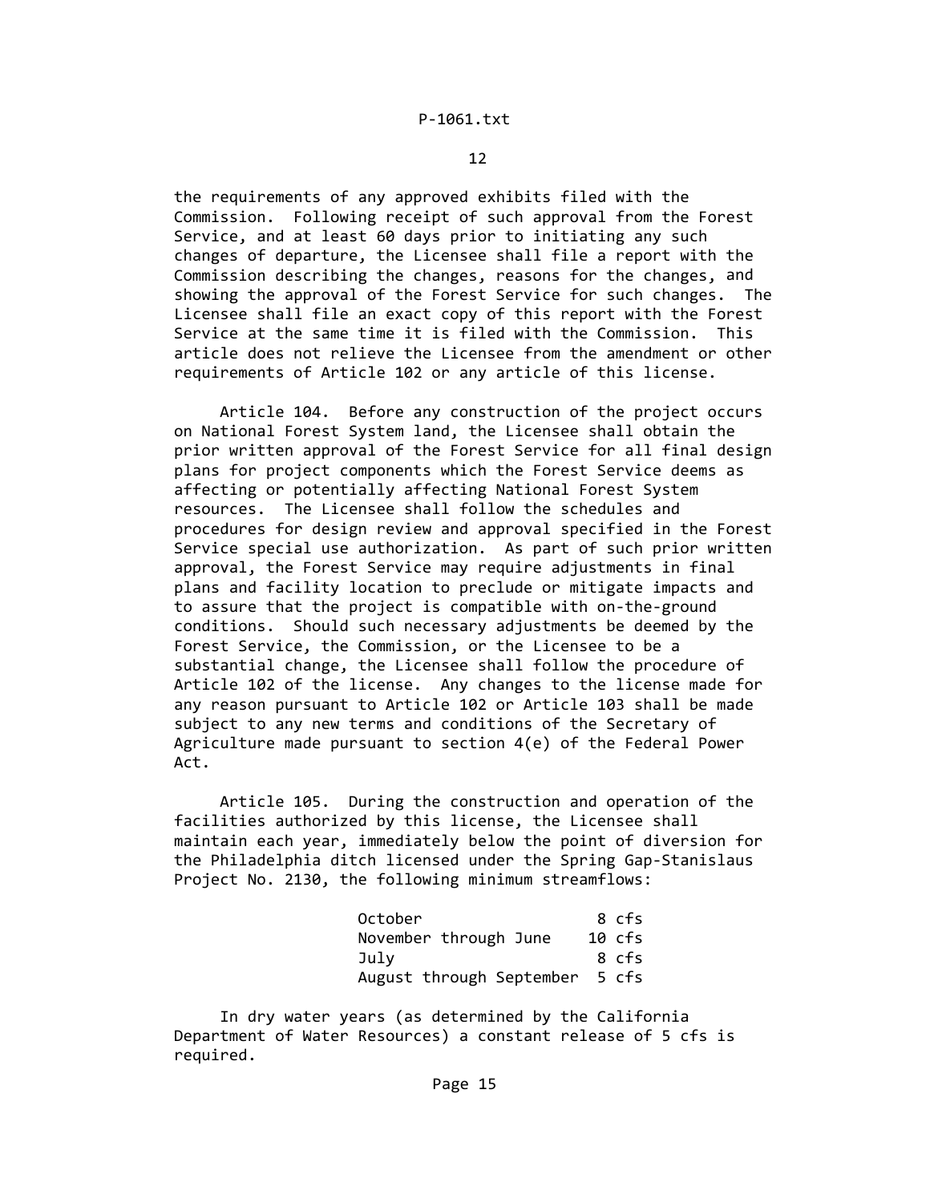the requirements of any approved exhibits filed with the Commission. Following receipt of such approval from the Forest Service, and at least 60 days prior to initiating any such changes of departure, the Licensee shall file a report with the Commission describing the changes, reasons for the changes, and showing the approval of the Forest Service for such changes. The Licensee shall file an exact copy of this report with the Forest Service at the same time it is filed with the Commission. This article does not relieve the Licensee from the amendment or other requirements of Article 102 or any article of this license.

Article 104. Before any construction of the project occurs on National Forest System land, the Licensee shall obtain the prior written approval of the Forest Service for all final design plans for project components which the Forest Service deems as affecting or potentially affecting National Forest System resources. The Licensee shall follow the schedules and procedures for design review and approval specified in the Forest Service special use authorization. As part of such prior written approval, the Forest Service may require adjustments in final plans and facility location to preclude or mitigate impacts and to assure that the project is compatible with on-the-ground conditions. Should such necessary adjustments be deemed by the Forest Service, the Commission, or the Licensee to be a substantial change, the Licensee shall follow the procedure of Article 102 of the license. Any changes to the license made for any reason pursuant to Article 102 or Article 103 shall be made subject to any new terms and conditions of the Secretary of Agriculture made pursuant to section 4(e) of the Federal Power Act.

Article 105. During the construction and operation of the facilities authorized by this license, the Licensee shall maintain each year, immediately below the point of diversion for the Philadelphia ditch licensed under the Spring Gap-Stanislaus Project No. 2130, the following minimum streamflows:

| | |
|---|---|
| October | 8 cfs |
| November through June | 10 cfs |
| July | 8 cfs |
| August through September | 5 cfs |

In dry water years (as determined by the California Department of Water Resources) a constant release of 5 cfs is required.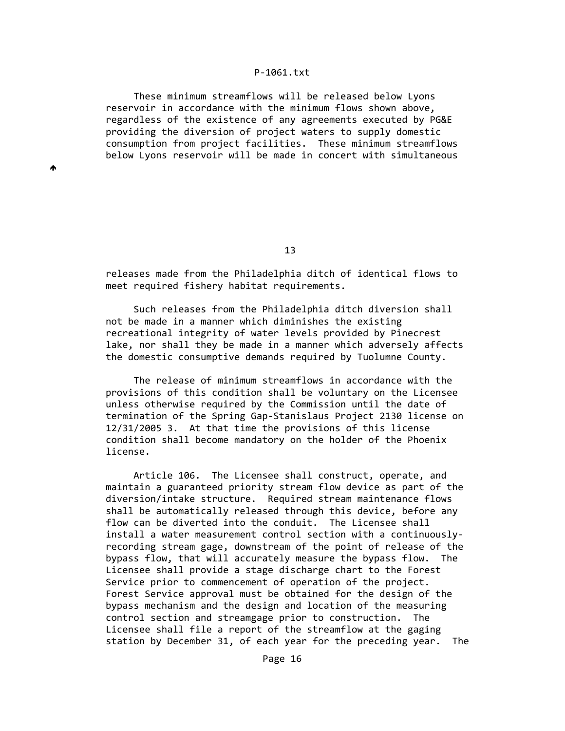These minimum streamflows will be released below Lyons reservoir in accordance with the minimum flows shown above, regardless of the existence of any agreements executed by PG&E providing the diversion of project waters to supply domestic consumption from project facilities. These minimum streamflows below Lyons reservoir will be made in concert with simultaneous releases made from the Philadelphia ditch of identical flows to meet required fishery habitat requirements.

Such releases from the Philadelphia ditch diversion shall not be made in a manner which diminishes the existing recreational integrity of water levels provided by Pinecrest lake, nor shall they be made in a manner which adversely affects the domestic consumptive demands required by Tuolumne County.

The release of minimum streamflows in accordance with the provisions of this condition shall be voluntary on the Licensee unless otherwise required by the Commission until the date of termination of the Spring Gap-Stanislaus Project 2130 license on 12/31/2005 3. At that time the provisions of this license condition shall become mandatory on the holder of the Phoenix license.

Article 106. The Licensee shall construct, operate, and maintain a guaranteed priority stream flow device as part of the diversion/intake structure. Required stream maintenance flows shall be automatically released through this device, before any flow can be diverted into the conduit. The Licensee shall install a water measurement control section with a continuously-recording stream gage, downstream of the point of release of the bypass flow, that will accurately measure the bypass flow. The Licensee shall provide a stage discharge chart to the Forest Service prior to commencement of operation of the project. Forest Service approval must be obtained for the design of the bypass mechanism and the design and location of the measuring control section and streamgage prior to construction. The Licensee shall file a report of the streamflow at the gaging station by December 31, of each year for the preceding year. The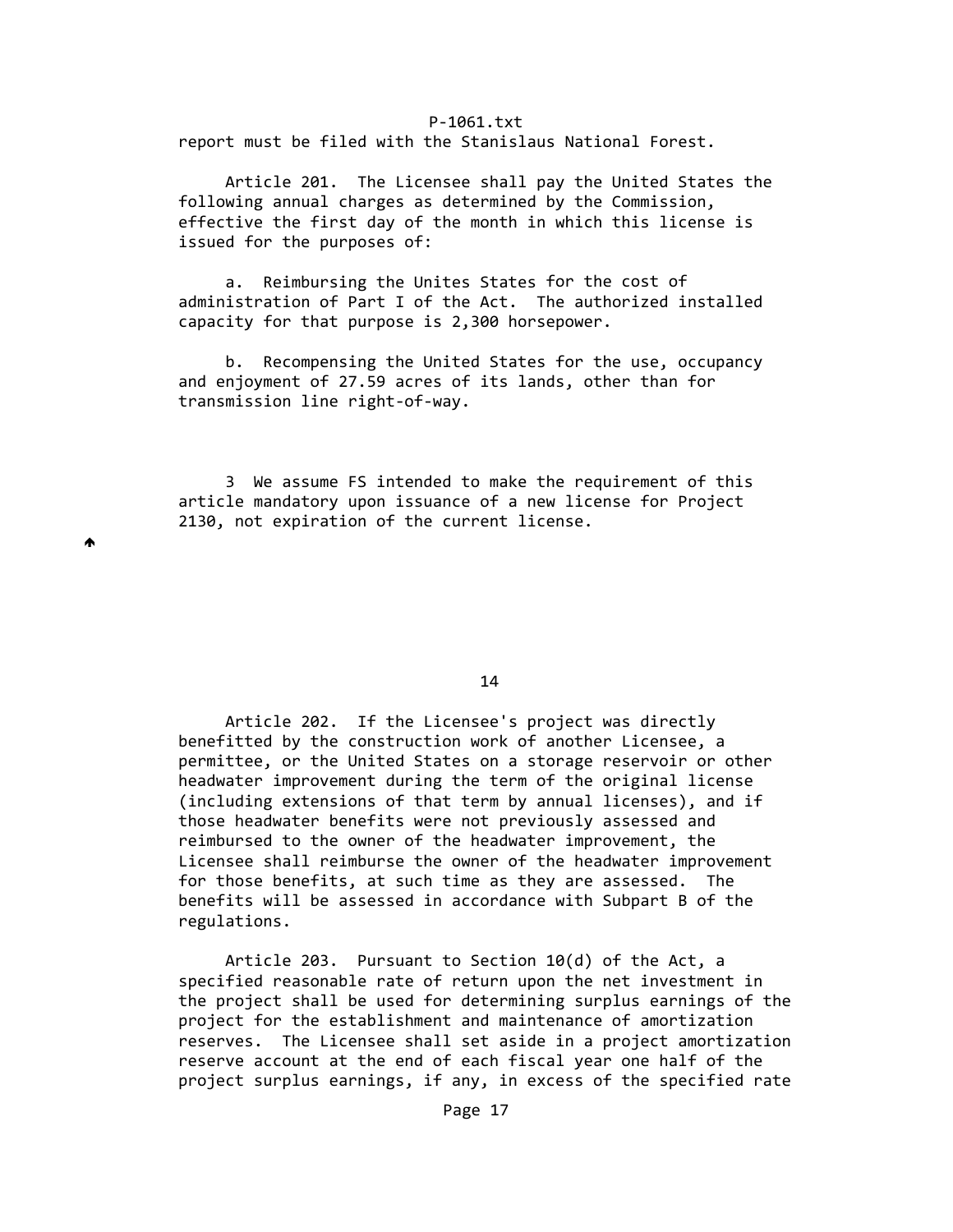report must be filed with the Stanislaus National Forest.

Article 201. The Licensee shall pay the United States the following annual charges as determined by the Commission, effective the first day of the month in which this license is issued for the purposes of:

a. Reimbursing the Unites States for the cost of administration of Part I of the Act. The authorized installed capacity for that purpose is 2,300 horsepower.

b. Recompensing the United States for the use, occupancy and enjoyment of 27.59 acres of its lands, other than for transmission line right-of-way.

3 We assume FS intended to make the requirement of this article mandatory upon issuance of a new license for Project 2130, not expiration of the current license.

Article 202. If the Licensee's project was directly benefitted by the construction work of another Licensee, a permittee, or the United States on a storage reservoir or other headwater improvement during the term of the original license (including extensions of that term by annual licenses), and if those headwater benefits were not previously assessed and reimbursed to the owner of the headwater improvement, the Licensee shall reimburse the owner of the headwater improvement for those benefits, at such time as they are assessed. The benefits will be assessed in accordance with Subpart B of the regulations.

Article 203. Pursuant to Section 10(d) of the Act, a specified reasonable rate of return upon the net investment in the project shall be used for determining surplus earnings of the project for the establishment and maintenance of amortization reserves. The Licensee shall set aside in a project amortization reserve account at the end of each fiscal year one half of the project surplus earnings, if any, in excess of the specified rate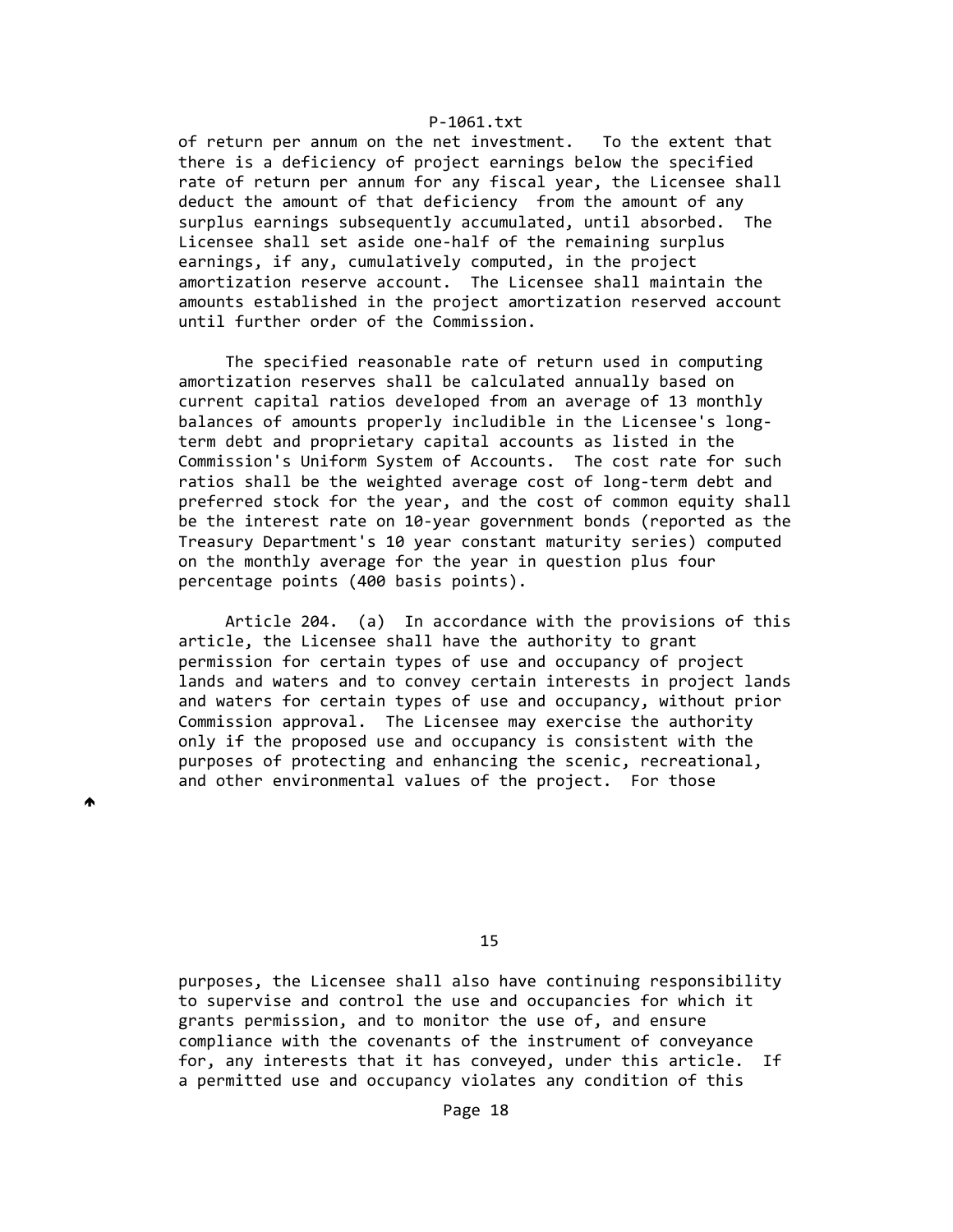of return per annum on the net investment. To the extent that there is a deficiency of project earnings below the specified rate of return per annum for any fiscal year, the Licensee shall deduct the amount of that deficiency from the amount of any surplus earnings subsequently accumulated, until absorbed. The Licensee shall set aside one-half of the remaining surplus earnings, if any, cumulatively computed, in the project amortization reserve account. The Licensee shall maintain the amounts established in the project amortization reserved account until further order of the Commission.

The specified reasonable rate of return used in computing amortization reserves shall be calculated annually based on current capital ratios developed from an average of 13 monthly balances of amounts properly includible in the Licensee's long-term debt and proprietary capital accounts as listed in the Commission's Uniform System of Accounts. The cost rate for such ratios shall be the weighted average cost of long-term debt and preferred stock for the year, and the cost of common equity shall be the interest rate on 10-year government bonds (reported as the Treasury Department's 10 year constant maturity series) computed on the monthly average for the year in question plus four percentage points (400 basis points).

Article 204. (a) In accordance with the provisions of this article, the Licensee shall have the authority to grant permission for certain types of use and occupancy of project lands and waters and to convey certain interests in project lands and waters for certain types of use and occupancy, without prior Commission approval. The Licensee may exercise the authority only if the proposed use and occupancy is consistent with the purposes of protecting and enhancing the scenic, recreational, and other environmental values of the project. For those purposes, the Licensee shall also have continuing responsibility to supervise and control the use and occupancies for which it grants permission, and to monitor the use of, and ensure compliance with the covenants of the instrument of conveyance for, any interests that it has conveyed, under this article. If a permitted use and occupancy violates any condition of this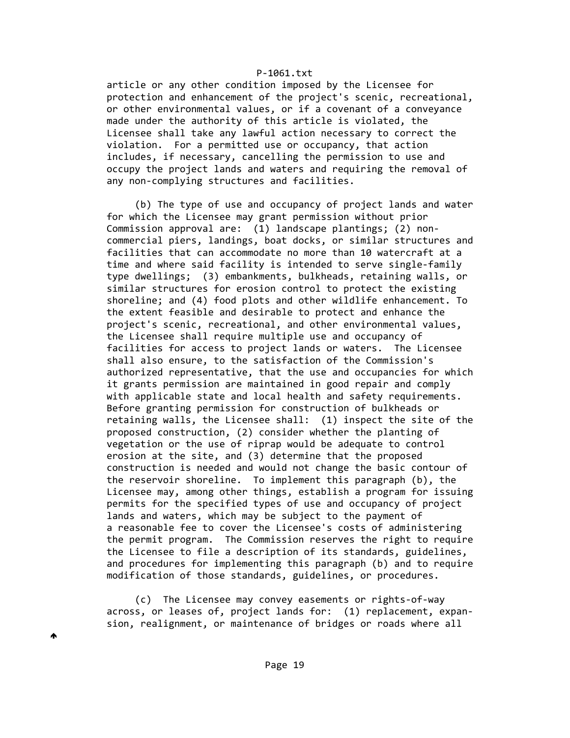article or any other condition imposed by the Licensee for protection and enhancement of the project's scenic, recreational, or other environmental values, or if a covenant of a conveyance made under the authority of this article is violated, the Licensee shall take any lawful action necessary to correct the violation. For a permitted use or occupancy, that action includes, if necessary, cancelling the permission to use and occupy the project lands and waters and requiring the removal of any non-complying structures and facilities.

(b) The type of use and occupancy of project lands and water for which the Licensee may grant permission without prior Commission approval are: (1) landscape plantings; (2) non-commercial piers, landings, boat docks, or similar structures and facilities that can accommodate no more than 10 watercraft at a time and where said facility is intended to serve single-family type dwellings; (3) embankments, bulkheads, retaining walls, or similar structures for erosion control to protect the existing shoreline; and (4) food plots and other wildlife enhancement. To the extent feasible and desirable to protect and enhance the project's scenic, recreational, and other environmental values, the Licensee shall require multiple use and occupancy of facilities for access to project lands or waters. The Licensee shall also ensure, to the satisfaction of the Commission's authorized representative, that the use and occupancies for which it grants permission are maintained in good repair and comply with applicable state and local health and safety requirements. Before granting permission for construction of bulkheads or retaining walls, the Licensee shall: (1) inspect the site of the proposed construction, (2) consider whether the planting of vegetation or the use of riprap would be adequate to control erosion at the site, and (3) determine that the proposed construction is needed and would not change the basic contour of the reservoir shoreline. To implement this paragraph (b), the Licensee may, among other things, establish a program for issuing permits for the specified types of use and occupancy of project lands and waters, which may be subject to the payment of a reasonable fee to cover the Licensee's costs of administering the permit program. The Commission reserves the right to require the Licensee to file a description of its standards, guidelines, and procedures for implementing this paragraph (b) and to require modification of those standards, guidelines, or procedures.

(c) The Licensee may convey easements or rights-of-way across, or leases of, project lands for: (1) replacement, expansion, realignment, or maintenance of bridges or roads where all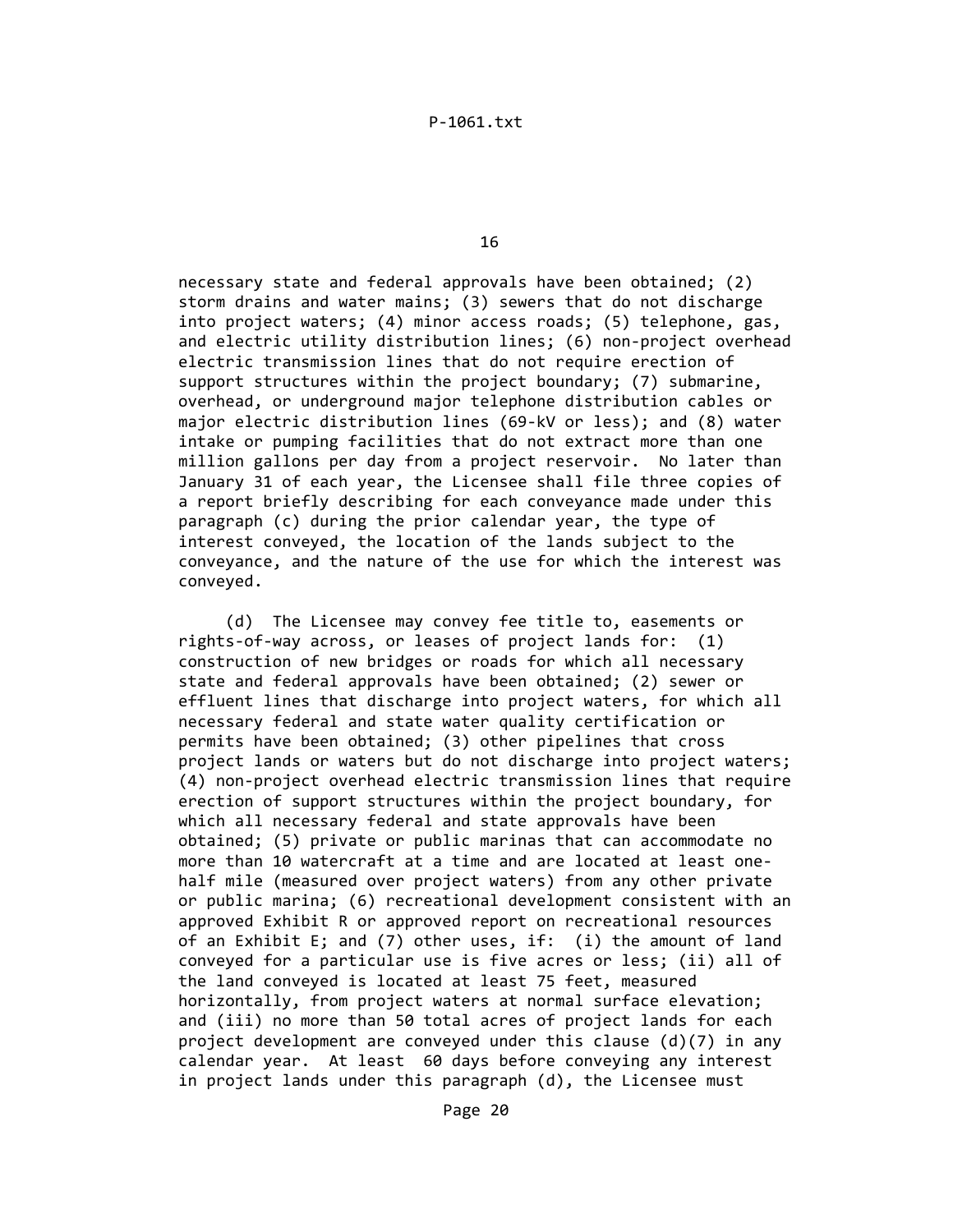necessary state and federal approvals have been obtained; (2) storm drains and water mains; (3) sewers that do not discharge into project waters; (4) minor access roads; (5) telephone, gas, and electric utility distribution lines; (6) non-project overhead electric transmission lines that do not require erection of support structures within the project boundary; (7) submarine, overhead, or underground major telephone distribution cables or major electric distribution lines (69-kV or less); and (8) water intake or pumping facilities that do not extract more than one million gallons per day from a project reservoir. No later than January 31 of each year, the Licensee shall file three copies of a report briefly describing for each conveyance made under this paragraph (c) during the prior calendar year, the type of interest conveyed, the location of the lands subject to the conveyance, and the nature of the use for which the interest was conveyed.

(d) The Licensee may convey fee title to, easements or rights-of-way across, or leases of project lands for: (1) construction of new bridges or roads for which all necessary state and federal approvals have been obtained; (2) sewer or effluent lines that discharge into project waters, for which all necessary federal and state water quality certification or permits have been obtained; (3) other pipelines that cross project lands or waters but do not discharge into project waters; (4) non-project overhead electric transmission lines that require erection of support structures within the project boundary, for which all necessary federal and state approvals have been obtained; (5) private or public marinas that can accommodate no more than 10 watercraft at a time and are located at least one-half mile (measured over project waters) from any other private or public marina; (6) recreational development consistent with an approved Exhibit R or approved report on recreational resources of an Exhibit E; and (7) other uses, if: (i) the amount of land conveyed for a particular use is five acres or less; (ii) all of the land conveyed is located at least 75 feet, measured horizontally, from project waters at normal surface elevation; and (iii) no more than 50 total acres of project lands for each project development are conveyed under this clause (d)(7) in any calendar year. At least 60 days before conveying any interest in project lands under this paragraph (d), the Licensee must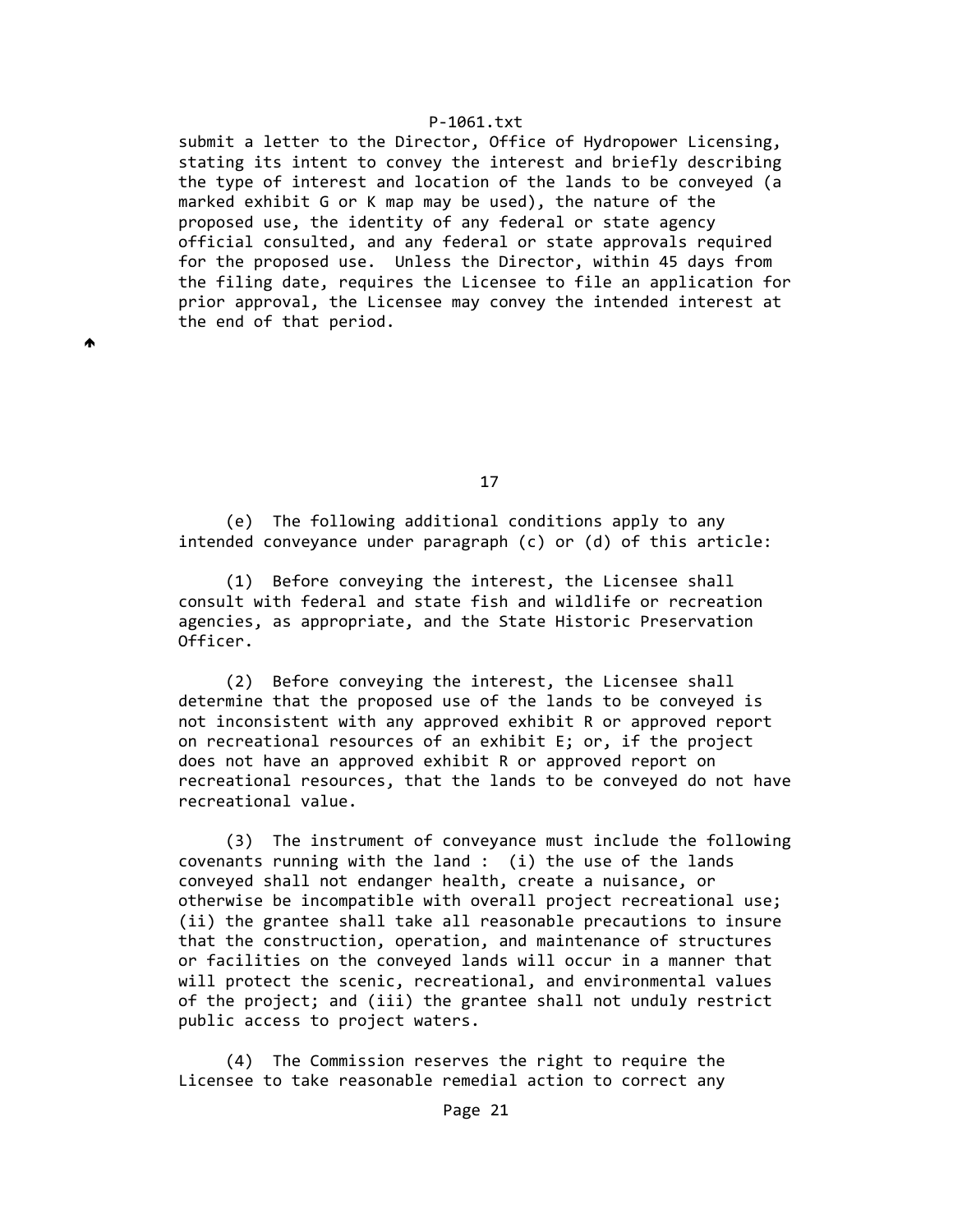submit a letter to the Director, Office of Hydropower Licensing, stating its intent to convey the interest and briefly describing the type of interest and location of the lands to be conveyed (a marked exhibit G or K map may be used), the nature of the proposed use, the identity of any federal or state agency official consulted, and any federal or state approvals required for the proposed use. Unless the Director, within 45 days from the filing date, requires the Licensee to file an application for prior approval, the Licensee may convey the intended interest at the end of that period.

(e) The following additional conditions apply to any intended conveyance under paragraph (c) or (d) of this article:

(1) Before conveying the interest, the Licensee shall consult with federal and state fish and wildlife or recreation agencies, as appropriate, and the State Historic Preservation Officer.

(2) Before conveying the interest, the Licensee shall determine that the proposed use of the lands to be conveyed is not inconsistent with any approved exhibit R or approved report on recreational resources of an exhibit E; or, if the project does not have an approved exhibit R or approved report on recreational resources, that the lands to be conveyed do not have recreational value.

(3) The instrument of conveyance must include the following covenants running with the land : (i) the use of the lands conveyed shall not endanger health, create a nuisance, or otherwise be incompatible with overall project recreational use; (ii) the grantee shall take all reasonable precautions to insure that the construction, operation, and maintenance of structures or facilities on the conveyed lands will occur in a manner that will protect the scenic, recreational, and environmental values of the project; and (iii) the grantee shall not unduly restrict public access to project waters.

(4) The Commission reserves the right to require the Licensee to take reasonable remedial action to correct any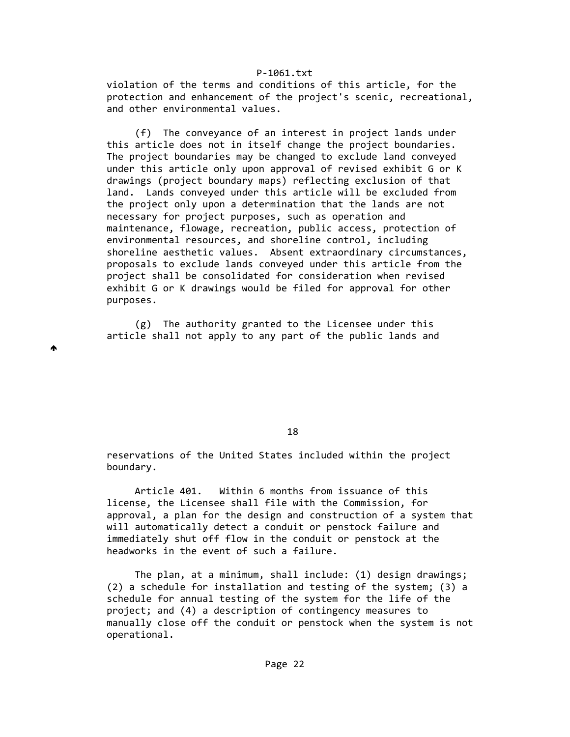violation of the terms and conditions of this article, for the protection and enhancement of the project's scenic, recreational, and other environmental values.

(f) The conveyance of an interest in project lands under this article does not in itself change the project boundaries. The project boundaries may be changed to exclude land conveyed under this article only upon approval of revised exhibit G or K drawings (project boundary maps) reflecting exclusion of that land. Lands conveyed under this article will be excluded from the project only upon a determination that the lands are not necessary for project purposes, such as operation and maintenance, flowage, recreation, public access, protection of environmental resources, and shoreline control, including shoreline aesthetic values. Absent extraordinary circumstances, proposals to exclude lands conveyed under this article from the project shall be consolidated for consideration when revised exhibit G or K drawings would be filed for approval for other purposes.

(g) The authority granted to the Licensee under this article shall not apply to any part of the public lands and reservations of the United States included within the project boundary.

Article 401. Within 6 months from issuance of this license, the Licensee shall file with the Commission, for approval, a plan for the design and construction of a system that will automatically detect a conduit or penstock failure and immediately shut off flow in the conduit or penstock at the headworks in the event of such a failure.

The plan, at a minimum, shall include: (1) design drawings; (2) a schedule for installation and testing of the system; (3) a schedule for annual testing of the system for the life of the project; and (4) a description of contingency measures to manually close off the conduit or penstock when the system is not operational.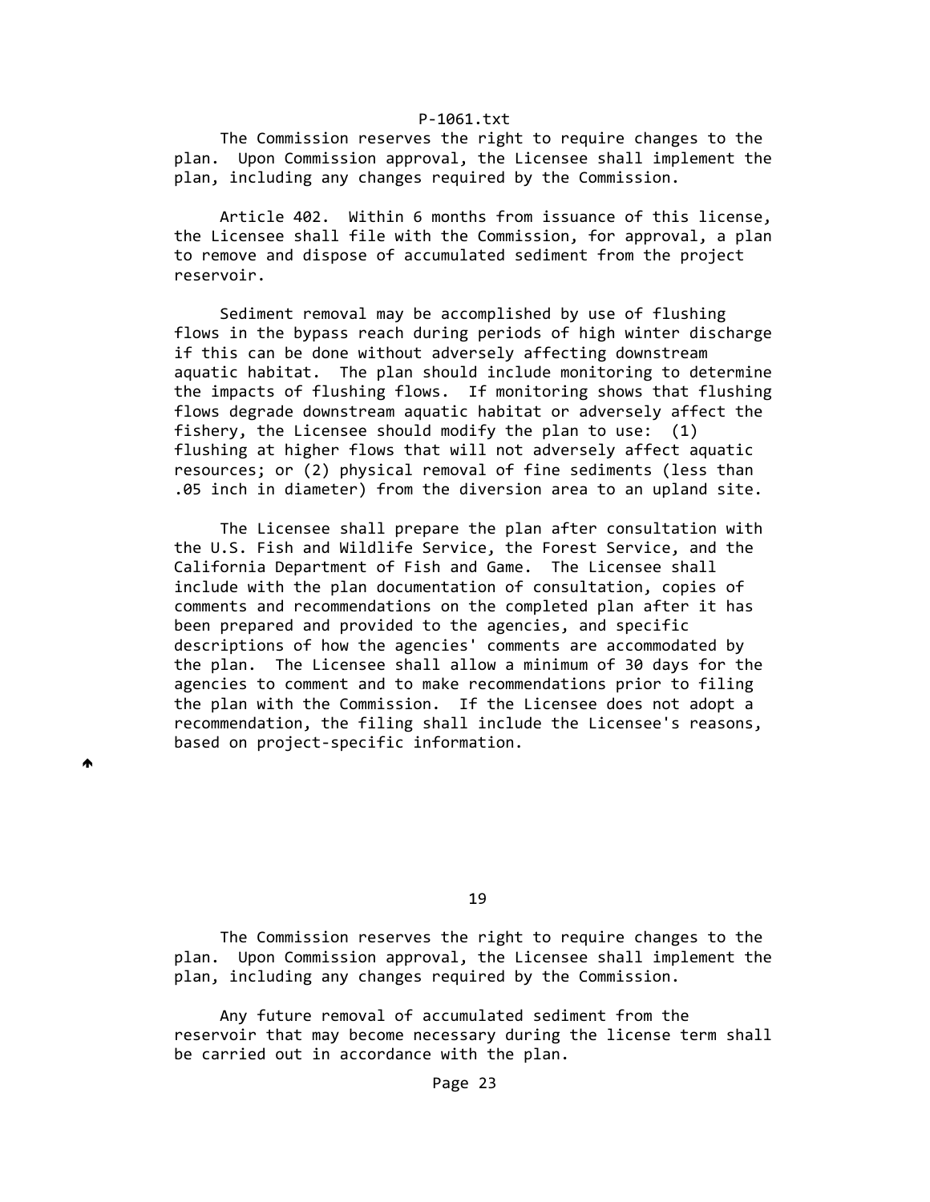The Commission reserves the right to require changes to the plan. Upon Commission approval, the Licensee shall implement the plan, including any changes required by the Commission.

Article 402. Within 6 months from issuance of this license, the Licensee shall file with the Commission, for approval, a plan to remove and dispose of accumulated sediment from the project reservoir.

Sediment removal may be accomplished by use of flushing flows in the bypass reach during periods of high winter discharge if this can be done without adversely affecting downstream aquatic habitat. The plan should include monitoring to determine the impacts of flushing flows. If monitoring shows that flushing flows degrade downstream aquatic habitat or adversely affect the fishery, the Licensee should modify the plan to use: (1) flushing at higher flows that will not adversely affect aquatic resources; or (2) physical removal of fine sediments (less than .05 inch in diameter) from the diversion area to an upland site.

The Licensee shall prepare the plan after consultation with the U.S. Fish and Wildlife Service, the Forest Service, and the California Department of Fish and Game. The Licensee shall include with the plan documentation of consultation, copies of comments and recommendations on the completed plan after it has been prepared and provided to the agencies, and specific descriptions of how the agencies' comments are accommodated by the plan. The Licensee shall allow a minimum of 30 days for the agencies to comment and to make recommendations prior to filing the plan with the Commission. If the Licensee does not adopt a recommendation, the filing shall include the Licensee's reasons, based on project-specific information.

The Commission reserves the right to require changes to the plan. Upon Commission approval, the Licensee shall implement the plan, including any changes required by the Commission.

Any future removal of accumulated sediment from the reservoir that may become necessary during the license term shall be carried out in accordance with the plan.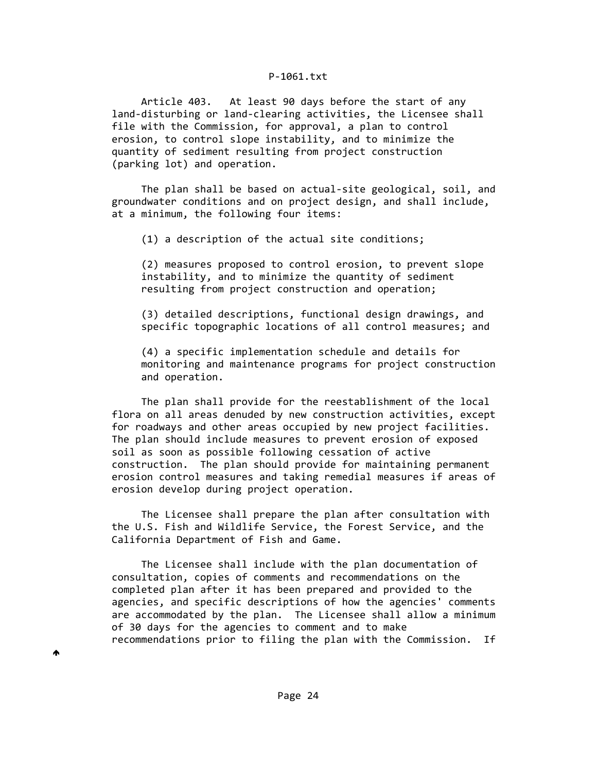Article 403. At least 90 days before the start of any land-disturbing or land-clearing activities, the Licensee shall file with the Commission, for approval, a plan to control erosion, to control slope instability, and to minimize the quantity of sediment resulting from project construction (parking lot) and operation.

The plan shall be based on actual-site geological, soil, and groundwater conditions and on project design, and shall include, at a minimum, the following four items:

(1) a description of the actual site conditions;

(2) measures proposed to control erosion, to prevent slope instability, and to minimize the quantity of sediment resulting from project construction and operation;

(3) detailed descriptions, functional design drawings, and specific topographic locations of all control measures; and

(4) a specific implementation schedule and details for monitoring and maintenance programs for project construction and operation.

The plan shall provide for the reestablishment of the local flora on all areas denuded by new construction activities, except for roadways and other areas occupied by new project facilities. The plan should include measures to prevent erosion of exposed soil as soon as possible following cessation of active construction. The plan should provide for maintaining permanent erosion control measures and taking remedial measures if areas of erosion develop during project operation.

The Licensee shall prepare the plan after consultation with the U.S. Fish and Wildlife Service, the Forest Service, and the California Department of Fish and Game.

The Licensee shall include with the plan documentation of consultation, copies of comments and recommendations on the completed plan after it has been prepared and provided to the agencies, and specific descriptions of how the agencies' comments are accommodated by the plan. The Licensee shall allow a minimum of 30 days for the agencies to comment and to make recommendations prior to filing the plan with the Commission. If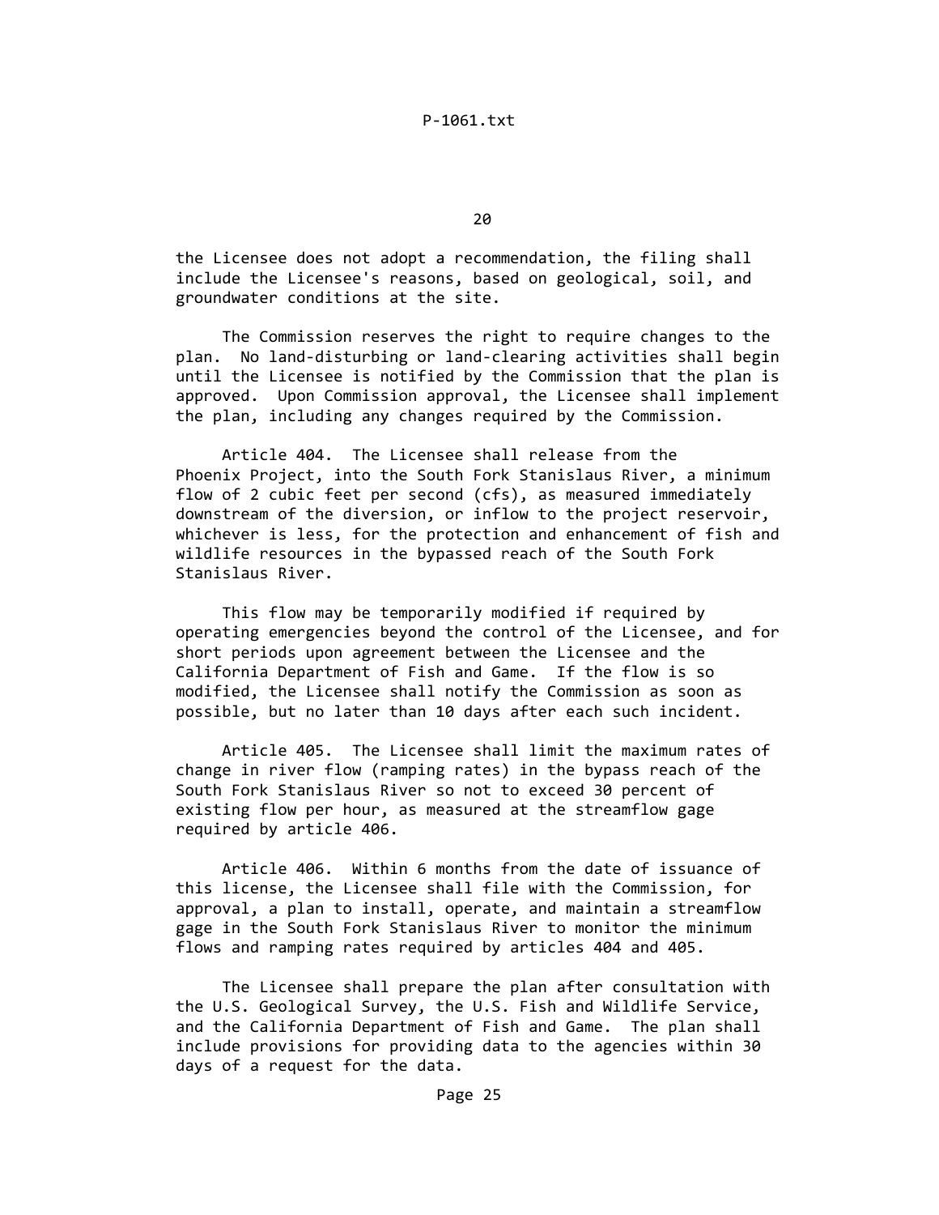the Licensee does not adopt a recommendation, the filing shall include the Licensee's reasons, based on geological, soil, and groundwater conditions at the site.

The Commission reserves the right to require changes to the plan. No land-disturbing or land-clearing activities shall begin until the Licensee is notified by the Commission that the plan is approved. Upon Commission approval, the Licensee shall implement the plan, including any changes required by the Commission.

Article 404. The Licensee shall release from the Phoenix Project, into the South Fork Stanislaus River, a minimum flow of 2 cubic feet per second (cfs), as measured immediately downstream of the diversion, or inflow to the project reservoir, whichever is less, for the protection and enhancement of fish and wildlife resources in the bypassed reach of the South Fork Stanislaus River.

This flow may be temporarily modified if required by operating emergencies beyond the control of the Licensee, and for short periods upon agreement between the Licensee and the California Department of Fish and Game. If the flow is so modified, the Licensee shall notify the Commission as soon as possible, but no later than 10 days after each such incident.

Article 405. The Licensee shall limit the maximum rates of change in river flow (ramping rates) in the bypass reach of the South Fork Stanislaus River so not to exceed 30 percent of existing flow per hour, as measured at the streamflow gage required by article 406.

Article 406. Within 6 months from the date of issuance of this license, the Licensee shall file with the Commission, for approval, a plan to install, operate, and maintain a streamflow gage in the South Fork Stanislaus River to monitor the minimum flows and ramping rates required by articles 404 and 405.

The Licensee shall prepare the plan after consultation with the U.S. Geological Survey, the U.S. Fish and Wildlife Service, and the California Department of Fish and Game. The plan shall include provisions for providing data to the agencies within 30 days of a request for the data.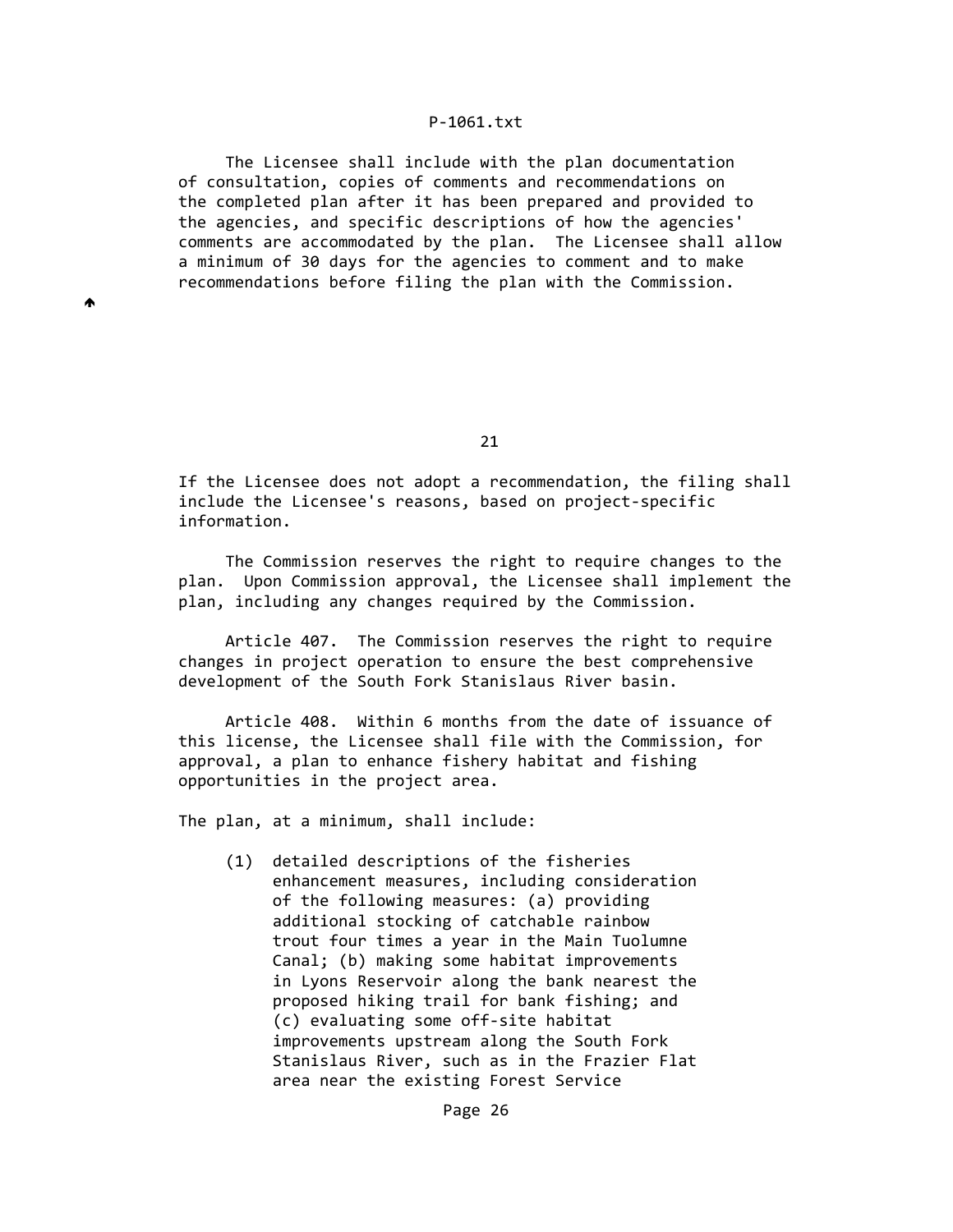The Licensee shall include with the plan documentation of consultation, copies of comments and recommendations on the completed plan after it has been prepared and provided to the agencies, and specific descriptions of how the agencies' comments are accommodated by the plan. The Licensee shall allow a minimum of 30 days for the agencies to comment and to make recommendations before filing the plan with the Commission.

If the Licensee does not adopt a recommendation, the filing shall include the Licensee's reasons, based on project-specific information.

The Commission reserves the right to require changes to the plan. Upon Commission approval, the Licensee shall implement the plan, including any changes required by the Commission.

Article 407. The Commission reserves the right to require changes in project operation to ensure the best comprehensive development of the South Fork Stanislaus River basin.

Article 408. Within 6 months from the date of issuance of this license, the Licensee shall file with the Commission, for approval, a plan to enhance fishery habitat and fishing opportunities in the project area.

The plan, at a minimum, shall include:

(1) detailed descriptions of the fisheries enhancement measures, including consideration of the following measures: (a) providing additional stocking of catchable rainbow trout four times a year in the Main Tuolumne Canal; (b) making some habitat improvements in Lyons Reservoir along the bank nearest the proposed hiking trail for bank fishing; and (c) evaluating some off-site habitat improvements upstream along the South Fork Stanislaus River, such as in the Frazier Flat area near the existing Forest Service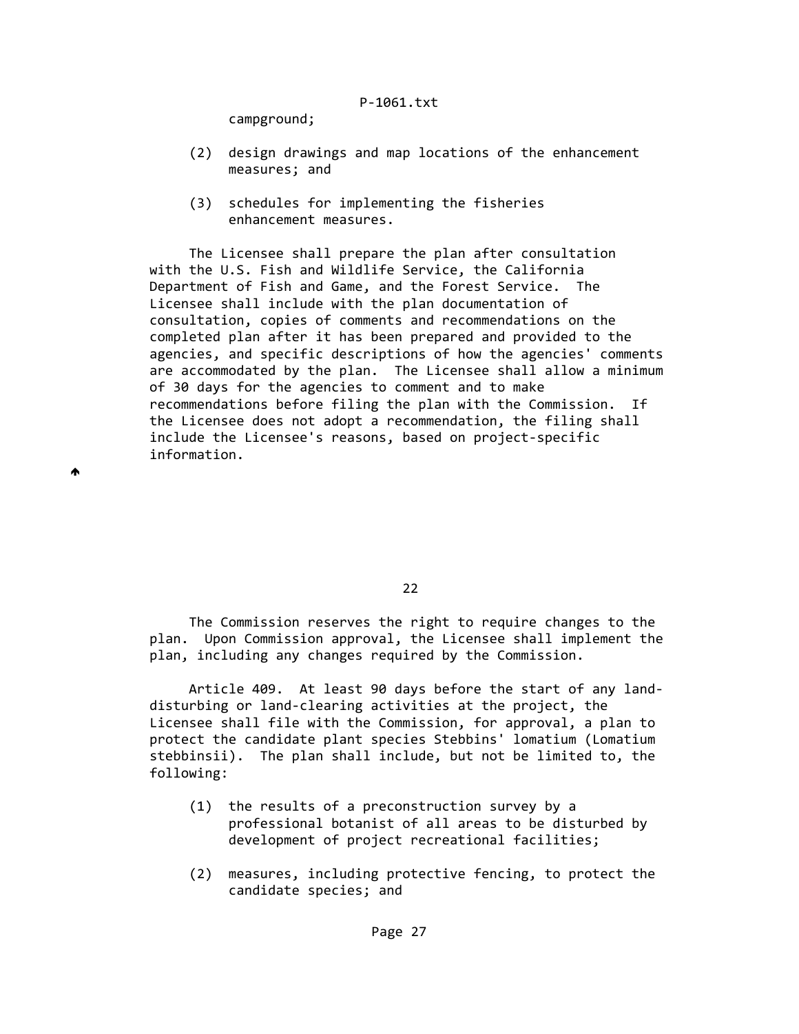campground;

(2) design drawings and map locations of the enhancement measures; and

(3) schedules for implementing the fisheries enhancement measures.

The Licensee shall prepare the plan after consultation with the U.S. Fish and Wildlife Service, the California Department of Fish and Game, and the Forest Service. The Licensee shall include with the plan documentation of consultation, copies of comments and recommendations on the completed plan after it has been prepared and provided to the agencies, and specific descriptions of how the agencies' comments are accommodated by the plan. The Licensee shall allow a minimum of 30 days for the agencies to comment and to make recommendations before filing the plan with the Commission. If the Licensee does not adopt a recommendation, the filing shall include the Licensee's reasons, based on project-specific information.

The Commission reserves the right to require changes to the plan. Upon Commission approval, the Licensee shall implement the plan, including any changes required by the Commission.

Article 409. At least 90 days before the start of any land-disturbing or land-clearing activities at the project, the Licensee shall file with the Commission, for approval, a plan to protect the candidate plant species Stebbins' lomatium (Lomatium stebbinsii). The plan shall include, but not be limited to, the following:

(1) the results of a preconstruction survey by a professional botanist of all areas to be disturbed by development of project recreational facilities;

(2) measures, including protective fencing, to protect the candidate species; and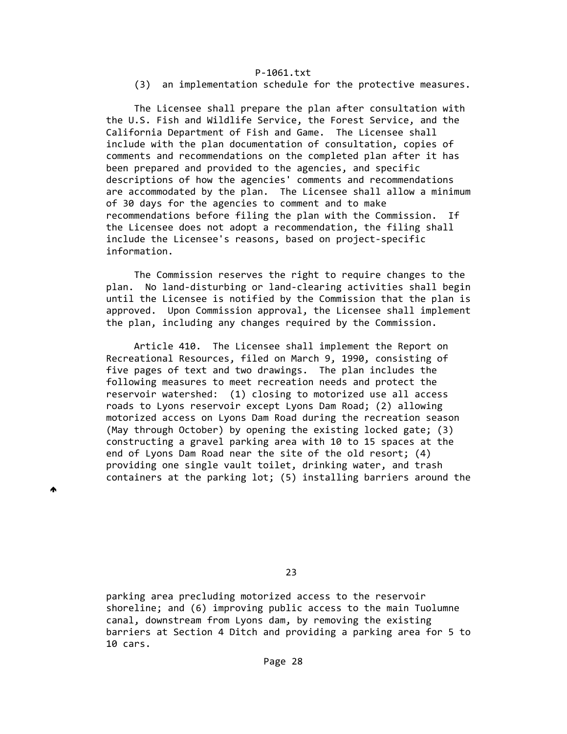(3) an implementation schedule for the protective measures.

The Licensee shall prepare the plan after consultation with the U.S. Fish and Wildlife Service, the Forest Service, and the California Department of Fish and Game. The Licensee shall include with the plan documentation of consultation, copies of comments and recommendations on the completed plan after it has been prepared and provided to the agencies, and specific descriptions of how the agencies' comments and recommendations are accommodated by the plan. The Licensee shall allow a minimum of 30 days for the agencies to comment and to make recommendations before filing the plan with the Commission. If the Licensee does not adopt a recommendation, the filing shall include the Licensee's reasons, based on project-specific information.

The Commission reserves the right to require changes to the plan. No land-disturbing or land-clearing activities shall begin until the Licensee is notified by the Commission that the plan is approved. Upon Commission approval, the Licensee shall implement the plan, including any changes required by the Commission.

Article 410. The Licensee shall implement the Report on Recreational Resources, filed on March 9, 1990, consisting of five pages of text and two drawings. The plan includes the following measures to meet recreation needs and protect the reservoir watershed: (1) closing to motorized use all access roads to Lyons reservoir except Lyons Dam Road; (2) allowing motorized access on Lyons Dam Road during the recreation season (May through October) by opening the existing locked gate; (3) constructing a gravel parking area with 10 to 15 spaces at the end of Lyons Dam Road near the site of the old resort; (4) providing one single vault toilet, drinking water, and trash containers at the parking lot; (5) installing barriers around the parking area precluding motorized access to the reservoir shoreline; and (6) improving public access to the main Tuolumne canal, downstream from Lyons dam, by removing the existing barriers at Section 4 Ditch and providing a parking area for 5 to 10 cars.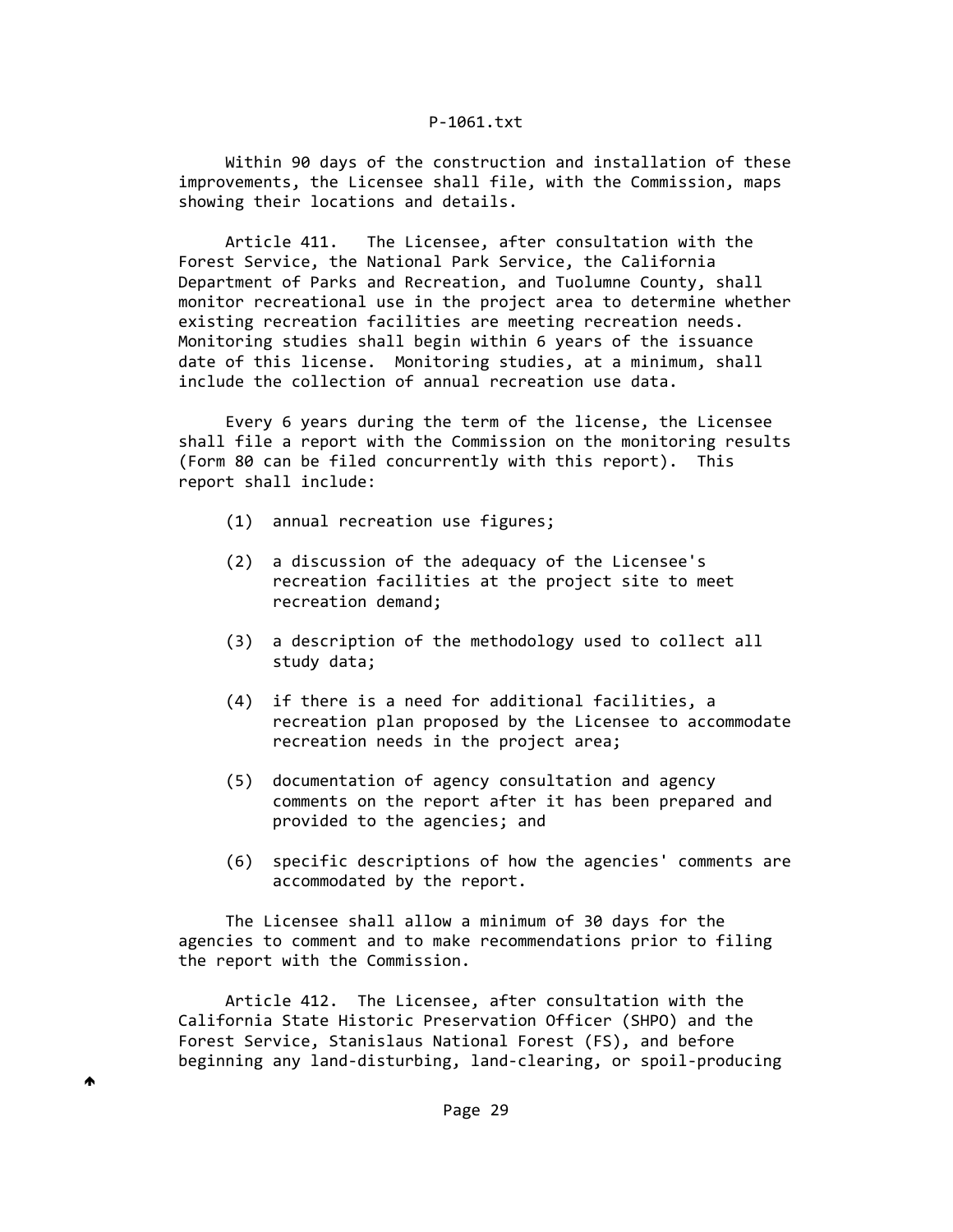Within 90 days of the construction and installation of these improvements, the Licensee shall file, with the Commission, maps showing their locations and details.

Article 411. The Licensee, after consultation with the Forest Service, the National Park Service, the California Department of Parks and Recreation, and Tuolumne County, shall monitor recreational use in the project area to determine whether existing recreation facilities are meeting recreation needs. Monitoring studies shall begin within 6 years of the issuance date of this license. Monitoring studies, at a minimum, shall include the collection of annual recreation use data.

Every 6 years during the term of the license, the Licensee shall file a report with the Commission on the monitoring results (Form 80 can be filed concurrently with this report). This report shall include:

(1) annual recreation use figures;

(2) a discussion of the adequacy of the Licensee's recreation facilities at the project site to meet recreation demand;

(3) a description of the methodology used to collect all study data;

(4) if there is a need for additional facilities, a recreation plan proposed by the Licensee to accommodate recreation needs in the project area;

(5) documentation of agency consultation and agency comments on the report after it has been prepared and provided to the agencies; and

(6) specific descriptions of how the agencies' comments are accommodated by the report.

The Licensee shall allow a minimum of 30 days for the agencies to comment and to make recommendations prior to filing the report with the Commission.

Article 412. The Licensee, after consultation with the California State Historic Preservation Officer (SHPO) and the Forest Service, Stanislaus National Forest (FS), and before beginning any land-disturbing, land-clearing, or spoil-producing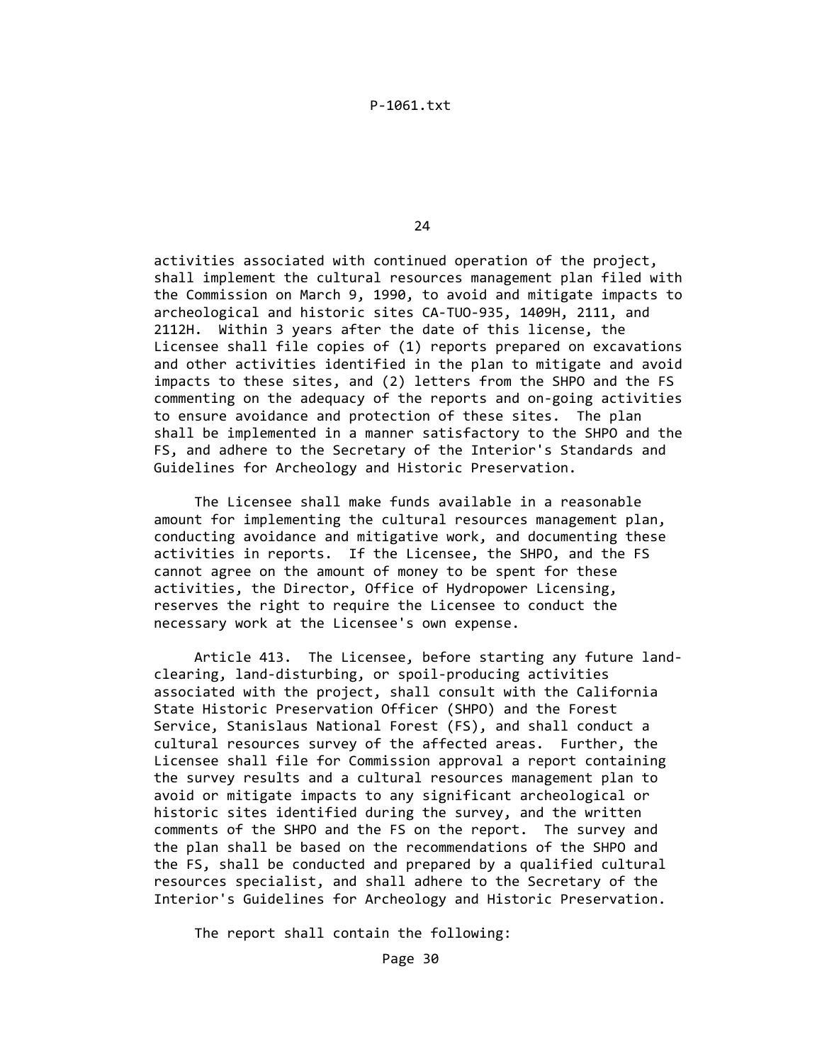activities associated with continued operation of the project, shall implement the cultural resources management plan filed with the Commission on March 9, 1990, to avoid and mitigate impacts to archeological and historic sites CA-TUO-935, 1409H, 2111, and 2112H. Within 3 years after the date of this license, the Licensee shall file copies of (1) reports prepared on excavations and other activities identified in the plan to mitigate and avoid impacts to these sites, and (2) letters from the SHPO and the FS commenting on the adequacy of the reports and on-going activities to ensure avoidance and protection of these sites. The plan shall be implemented in a manner satisfactory to the SHPO and the FS, and adhere to the Secretary of the Interior's Standards and Guidelines for Archeology and Historic Preservation.

The Licensee shall make funds available in a reasonable amount for implementing the cultural resources management plan, conducting avoidance and mitigative work, and documenting these activities in reports. If the Licensee, the SHPO, and the FS cannot agree on the amount of money to be spent for these activities, the Director, Office of Hydropower Licensing, reserves the right to require the Licensee to conduct the necessary work at the Licensee's own expense.

Article 413. The Licensee, before starting any future land-clearing, land-disturbing, or spoil-producing activities associated with the project, shall consult with the California State Historic Preservation Officer (SHPO) and the Forest Service, Stanislaus National Forest (FS), and shall conduct a cultural resources survey of the affected areas. Further, the Licensee shall file for Commission approval a report containing the survey results and a cultural resources management plan to avoid or mitigate impacts to any significant archeological or historic sites identified during the survey, and the written comments of the SHPO and the FS on the report. The survey and the plan shall be based on the recommendations of the SHPO and the FS, shall be conducted and prepared by a qualified cultural resources specialist, and shall adhere to the Secretary of the Interior's Guidelines for Archeology and Historic Preservation.

The report shall contain the following: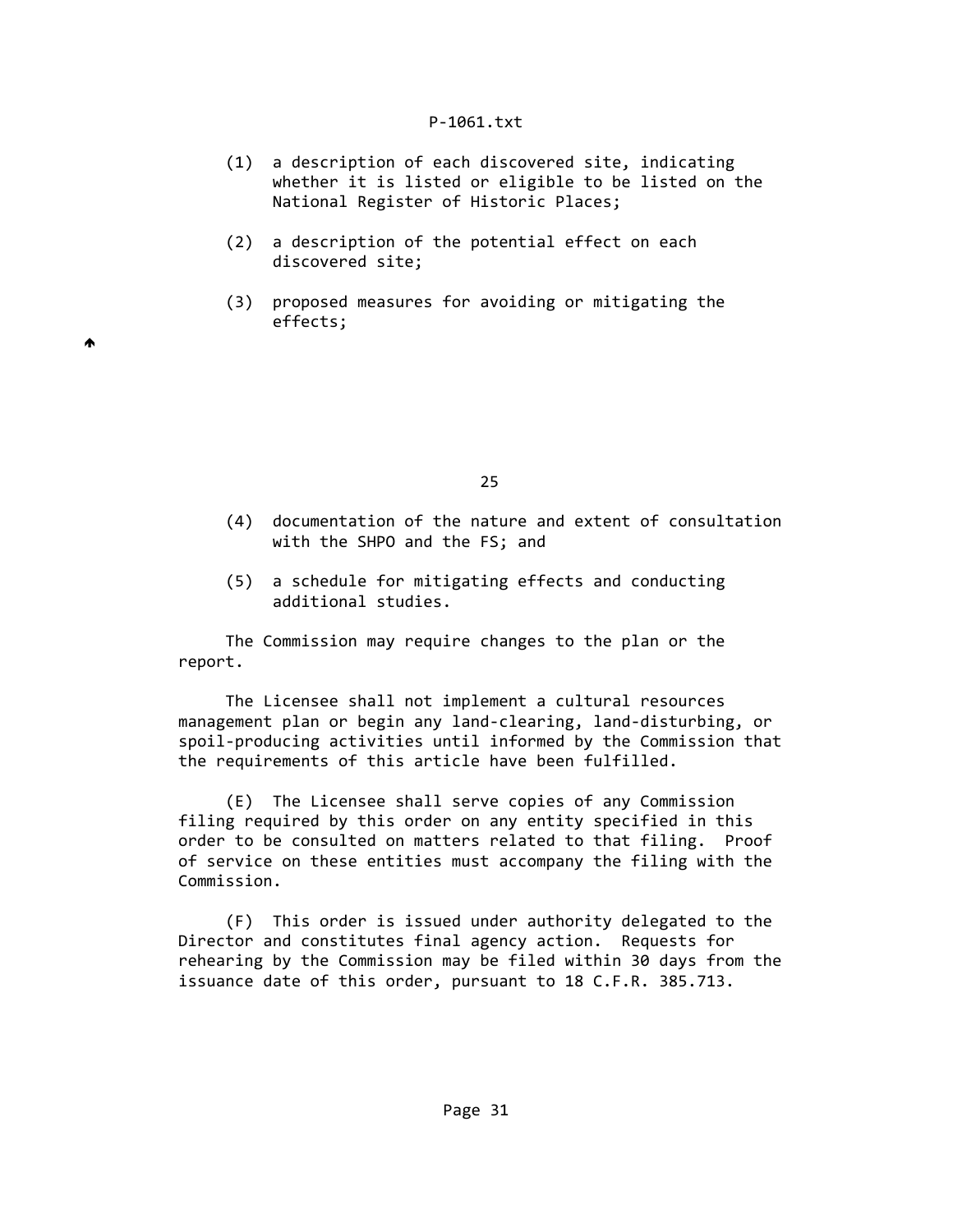(1) a description of each discovered site, indicating whether it is listed or eligible to be listed on the National Register of Historic Places;

(2) a description of the potential effect on each discovered site;

(3) proposed measures for avoiding or mitigating the effects;

(4) documentation of the nature and extent of consultation with the SHPO and the FS; and

(5) a schedule for mitigating effects and conducting additional studies.

The Commission may require changes to the plan or the report.

The Licensee shall not implement a cultural resources management plan or begin any land-clearing, land-disturbing, or spoil-producing activities until informed by the Commission that the requirements of this article have been fulfilled.

(E) The Licensee shall serve copies of any Commission filing required by this order on any entity specified in this order to be consulted on matters related to that filing. Proof of service on these entities must accompany the filing with the Commission.

(F) This order is issued under authority delegated to the Director and constitutes final agency action. Requests for rehearing by the Commission may be filed within 30 days from the issuance date of this order, pursuant to 18 C.F.R. 385.713.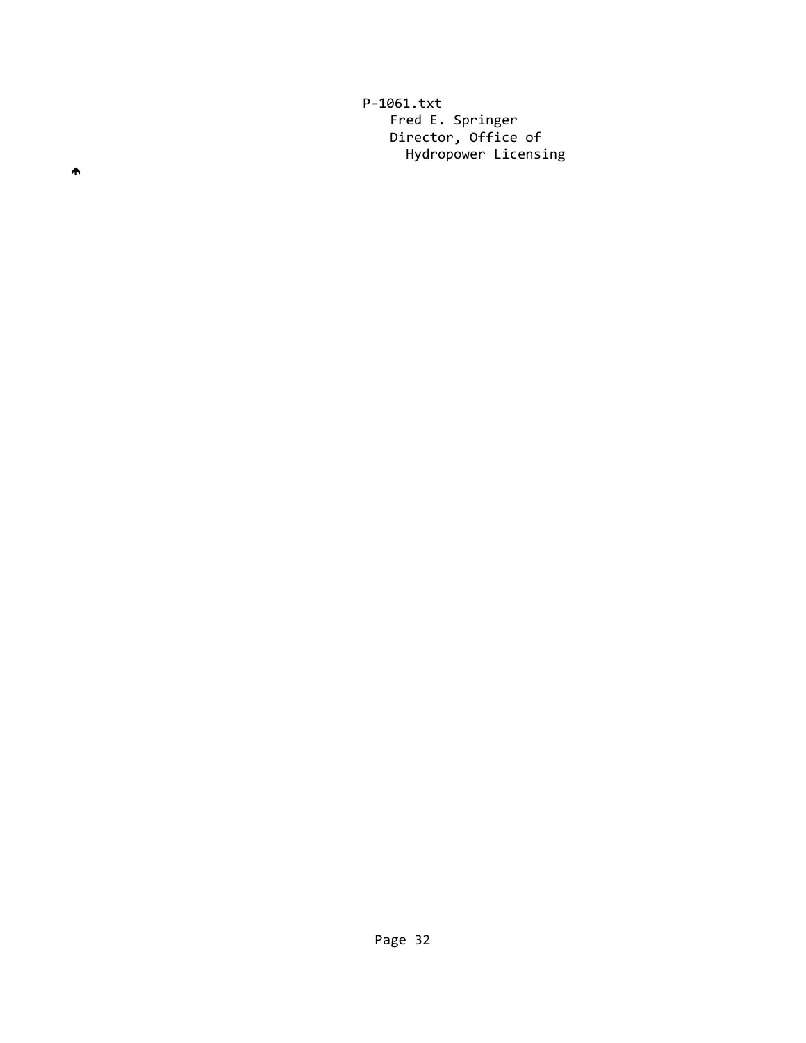Fred E. Springer
Director, Office of
Hydropower Licensing